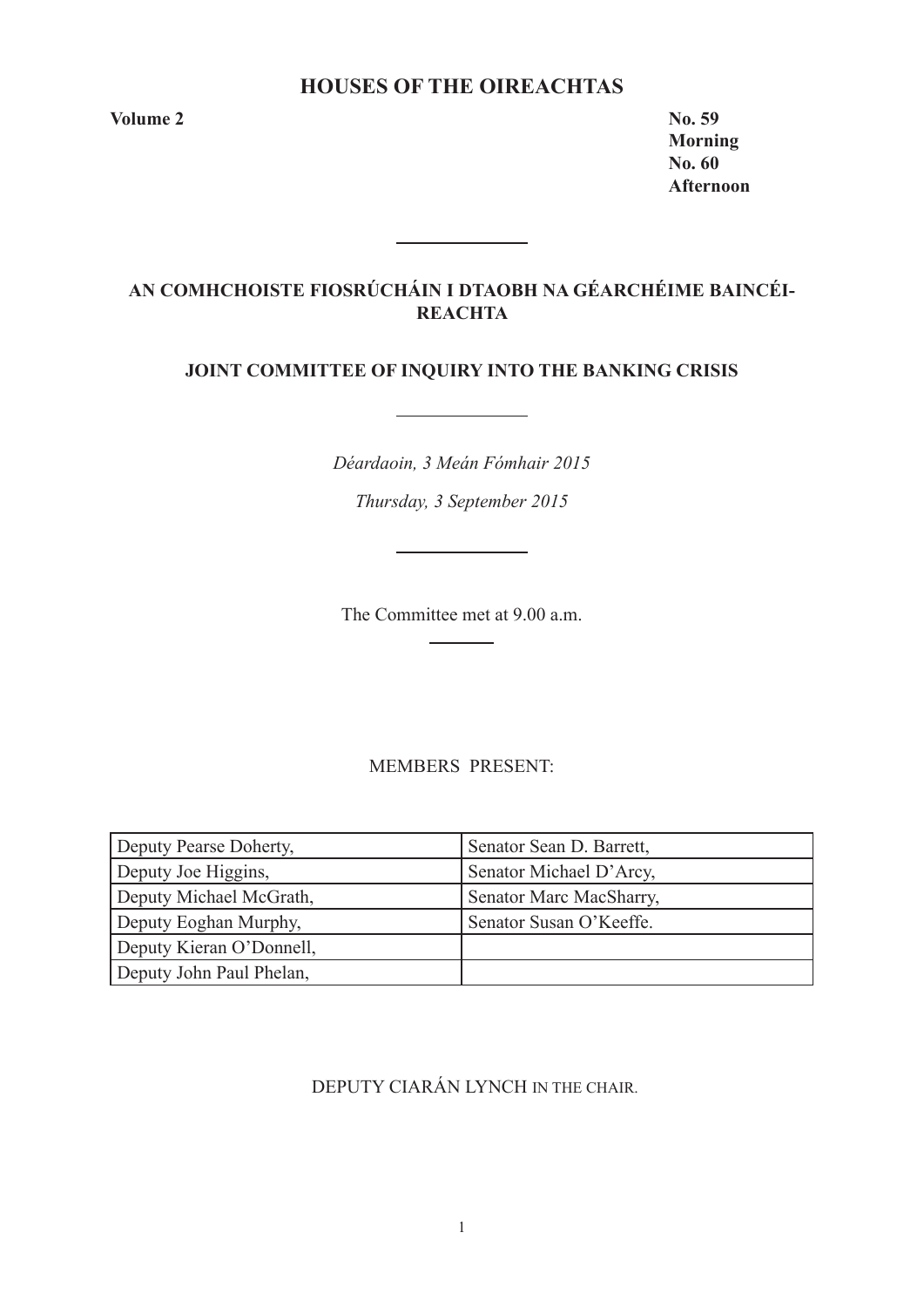# HOUSES OF THE OIREACHTAS

**Volume 2**

**No. 59**
**Morning**
**No. 60**
**Afternoon**

---

## AN COMHCHOISTE FIOSRÚCHÁIN I DTAOBH NA GÉARCHÉIME BAINCÉIREACHTA

## JOINT COMMITTEE OF INQUIRY INTO THE BANKING CRISIS

---

*Déardaoin, 3 Meán Fómhair 2015*

*Thursday, 3 September 2015*

---

The Committee met at 9.00 a.m.

---

MEMBERS PRESENT:

| | |
|---|---|
| Deputy Pearse Doherty, | Senator Sean D. Barrett, |
| Deputy Joe Higgins, | Senator Michael D'Arcy, |
| Deputy Michael McGrath, | Senator Marc MacSharry, |
| Deputy Eoghan Murphy, | Senator Susan O'Keeffe. |
| Deputy Kieran O'Donnell, | |
| Deputy John Paul Phelan, | |

DEPUTY CIARÁN LYNCH IN THE CHAIR.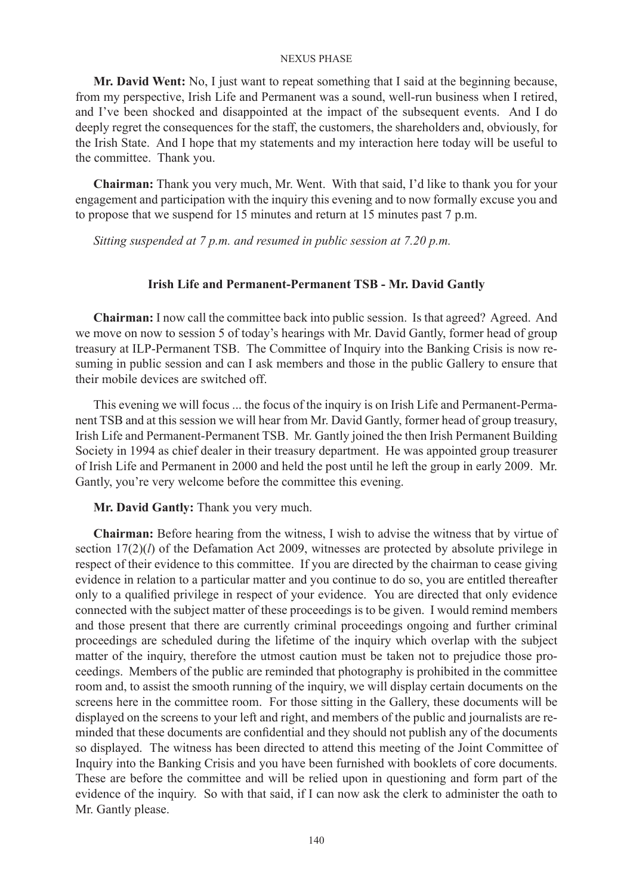**Mr. David Went:** No, I just want to repeat something that I said at the beginning because, from my perspective, Irish Life and Permanent was a sound, well-run business when I retired, and I've been shocked and disappointed at the impact of the subsequent events. And I do deeply regret the consequences for the staff, the customers, the shareholders and, obviously, for the Irish State. And I hope that my statements and my interaction here today will be useful to the committee. Thank you.

**Chairman:** Thank you very much, Mr. Went. With that said, I'd like to thank you for your engagement and participation with the inquiry this evening and to now formally excuse you and to propose that we suspend for 15 minutes and return at 15 minutes past 7 p.m.

*Sitting suspended at 7 p.m. and resumed in public session at 7.20 p.m.*

## Irish Life and Permanent-Permanent TSB - Mr. David Gantly

**Chairman:** I now call the committee back into public session. Is that agreed? Agreed. And we move on now to session 5 of today's hearings with Mr. David Gantly, former head of group treasury at ILP-Permanent TSB. The Committee of Inquiry into the Banking Crisis is now resuming in public session and can I ask members and those in the public Gallery to ensure that their mobile devices are switched off.

This evening we will focus ... the focus of the inquiry is on Irish Life and Permanent-Permanent TSB and at this session we will hear from Mr. David Gantly, former head of group treasury, Irish Life and Permanent-Permanent TSB. Mr. Gantly joined the then Irish Permanent Building Society in 1994 as chief dealer in their treasury department. He was appointed group treasurer of Irish Life and Permanent in 2000 and held the post until he left the group in early 2009. Mr. Gantly, you're very welcome before the committee this evening.

**Mr. David Gantly:** Thank you very much.

**Chairman:** Before hearing from the witness, I wish to advise the witness that by virtue of section 17(2)(*l*) of the Defamation Act 2009, witnesses are protected by absolute privilege in respect of their evidence to this committee. If you are directed by the chairman to cease giving evidence in relation to a particular matter and you continue to do so, you are entitled thereafter only to a qualified privilege in respect of your evidence. You are directed that only evidence connected with the subject matter of these proceedings is to be given. I would remind members and those present that there are currently criminal proceedings ongoing and further criminal proceedings are scheduled during the lifetime of the inquiry which overlap with the subject matter of the inquiry, therefore the utmost caution must be taken not to prejudice those proceedings. Members of the public are reminded that photography is prohibited in the committee room and, to assist the smooth running of the inquiry, we will display certain documents on the screens here in the committee room. For those sitting in the Gallery, these documents will be displayed on the screens to your left and right, and members of the public and journalists are reminded that these documents are confidential and they should not publish any of the documents so displayed. The witness has been directed to attend this meeting of the Joint Committee of Inquiry into the Banking Crisis and you have been furnished with booklets of core documents. These are before the committee and will be relied upon in questioning and form part of the evidence of the inquiry. So with that said, if I can now ask the clerk to administer the oath to Mr. Gantly please.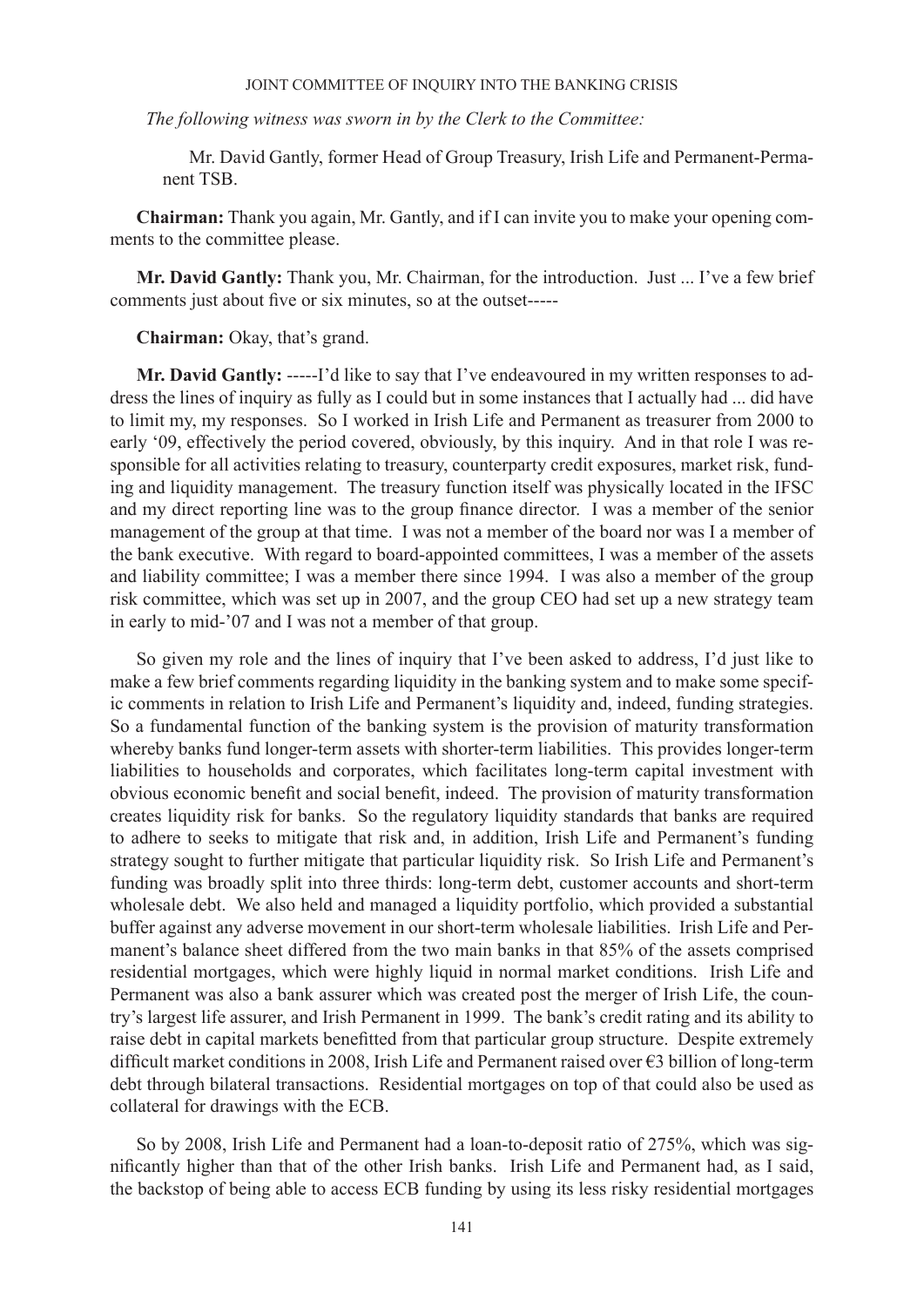*The following witness was sworn in by the Clerk to the Committee:*

Mr. David Gantly, former Head of Group Treasury, Irish Life and Permanent-Permanent TSB.

**Chairman:** Thank you again, Mr. Gantly, and if I can invite you to make your opening comments to the committee please.

**Mr. David Gantly:** Thank you, Mr. Chairman, for the introduction. Just ... I've a few brief comments just about five or six minutes, so at the outset-----

**Chairman:** Okay, that's grand.

**Mr. David Gantly:** -----I'd like to say that I've endeavoured in my written responses to address the lines of inquiry as fully as I could but in some instances that I actually had ... did have to limit my, my responses. So I worked in Irish Life and Permanent as treasurer from 2000 to early '09, effectively the period covered, obviously, by this inquiry. And in that role I was responsible for all activities relating to treasury, counterparty credit exposures, market risk, funding and liquidity management. The treasury function itself was physically located in the IFSC and my direct reporting line was to the group finance director. I was a member of the senior management of the group at that time. I was not a member of the board nor was I a member of the bank executive. With regard to board-appointed committees, I was a member of the assets and liability committee; I was a member there since 1994. I was also a member of the group risk committee, which was set up in 2007, and the group CEO had set up a new strategy team in early to mid-'07 and I was not a member of that group.

So given my role and the lines of inquiry that I've been asked to address, I'd just like to make a few brief comments regarding liquidity in the banking system and to make some specific comments in relation to Irish Life and Permanent's liquidity and, indeed, funding strategies. So a fundamental function of the banking system is the provision of maturity transformation whereby banks fund longer-term assets with shorter-term liabilities. This provides longer-term liabilities to households and corporates, which facilitates long-term capital investment with obvious economic benefit and social benefit, indeed. The provision of maturity transformation creates liquidity risk for banks. So the regulatory liquidity standards that banks are required to adhere to seeks to mitigate that risk and, in addition, Irish Life and Permanent's funding strategy sought to further mitigate that particular liquidity risk. So Irish Life and Permanent's funding was broadly split into three thirds: long-term debt, customer accounts and short-term wholesale debt. We also held and managed a liquidity portfolio, which provided a substantial buffer against any adverse movement in our short-term wholesale liabilities. Irish Life and Permanent's balance sheet differed from the two main banks in that 85% of the assets comprised residential mortgages, which were highly liquid in normal market conditions. Irish Life and Permanent was also a bank assurer which was created post the merger of Irish Life, the country's largest life assurer, and Irish Permanent in 1999. The bank's credit rating and its ability to raise debt in capital markets benefitted from that particular group structure. Despite extremely difficult market conditions in 2008, Irish Life and Permanent raised over €3 billion of long-term debt through bilateral transactions. Residential mortgages on top of that could also be used as collateral for drawings with the ECB.

So by 2008, Irish Life and Permanent had a loan-to-deposit ratio of 275%, which was significantly higher than that of the other Irish banks. Irish Life and Permanent had, as I said, the backstop of being able to access ECB funding by using its less risky residential mortgages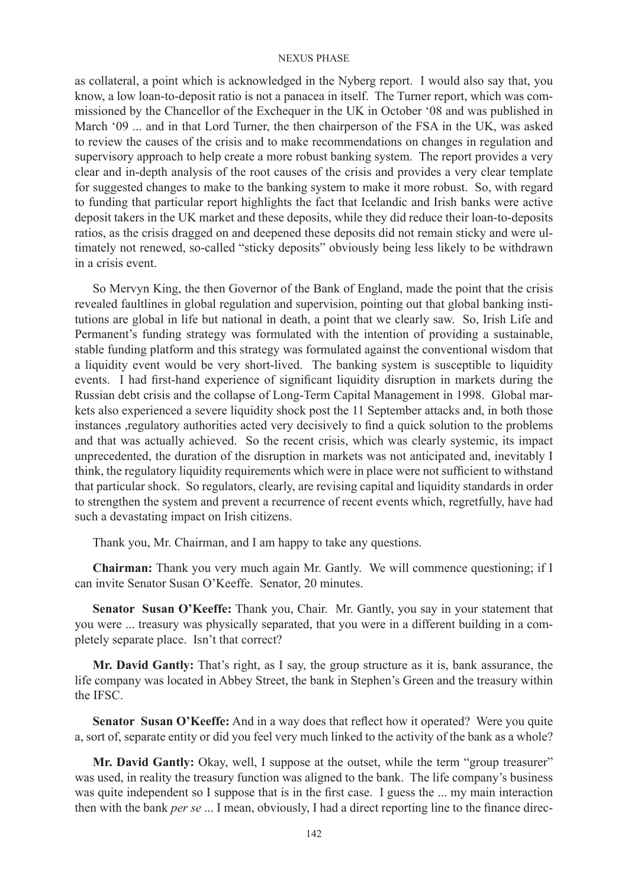as collateral, a point which is acknowledged in the Nyberg report. I would also say that, you know, a low loan-to-deposit ratio is not a panacea in itself. The Turner report, which was commissioned by the Chancellor of the Exchequer in the UK in October '08 and was published in March '09 ... and in that Lord Turner, the then chairperson of the FSA in the UK, was asked to review the causes of the crisis and to make recommendations on changes in regulation and supervisory approach to help create a more robust banking system. The report provides a very clear and in-depth analysis of the root causes of the crisis and provides a very clear template for suggested changes to make to the banking system to make it more robust. So, with regard to funding that particular report highlights the fact that Icelandic and Irish banks were active deposit takers in the UK market and these deposits, while they did reduce their loan-to-deposits ratios, as the crisis dragged on and deepened these deposits did not remain sticky and were ultimately not renewed, so-called "sticky deposits" obviously being less likely to be withdrawn in a crisis event.

So Mervyn King, the then Governor of the Bank of England, made the point that the crisis revealed faultlines in global regulation and supervision, pointing out that global banking institutions are global in life but national in death, a point that we clearly saw. So, Irish Life and Permanent's funding strategy was formulated with the intention of providing a sustainable, stable funding platform and this strategy was formulated against the conventional wisdom that a liquidity event would be very short-lived. The banking system is susceptible to liquidity events. I had first-hand experience of significant liquidity disruption in markets during the Russian debt crisis and the collapse of Long-Term Capital Management in 1998. Global markets also experienced a severe liquidity shock post the 11 September attacks and, in both those instances ,regulatory authorities acted very decisively to find a quick solution to the problems and that was actually achieved. So the recent crisis, which was clearly systemic, its impact unprecedented, the duration of the disruption in markets was not anticipated and, inevitably I think, the regulatory liquidity requirements which were in place were not sufficient to withstand that particular shock. So regulators, clearly, are revising capital and liquidity standards in order to strengthen the system and prevent a recurrence of recent events which, regretfully, have had such a devastating impact on Irish citizens.

Thank you, Mr. Chairman, and I am happy to take any questions.

**Chairman:** Thank you very much again Mr. Gantly. We will commence questioning; if I can invite Senator Susan O'Keeffe. Senator, 20 minutes.

**Senator Susan O'Keeffe:** Thank you, Chair. Mr. Gantly, you say in your statement that you were ... treasury was physically separated, that you were in a different building in a completely separate place. Isn't that correct?

**Mr. David Gantly:** That's right, as I say, the group structure as it is, bank assurance, the life company was located in Abbey Street, the bank in Stephen's Green and the treasury within the IFSC.

**Senator Susan O'Keeffe:** And in a way does that reflect how it operated? Were you quite a, sort of, separate entity or did you feel very much linked to the activity of the bank as a whole?

**Mr. David Gantly:** Okay, well, I suppose at the outset, while the term "group treasurer" was used, in reality the treasury function was aligned to the bank. The life company's business was quite independent so I suppose that is in the first case. I guess the ... my main interaction then with the bank *per se* ... I mean, obviously, I had a direct reporting line to the finance direc-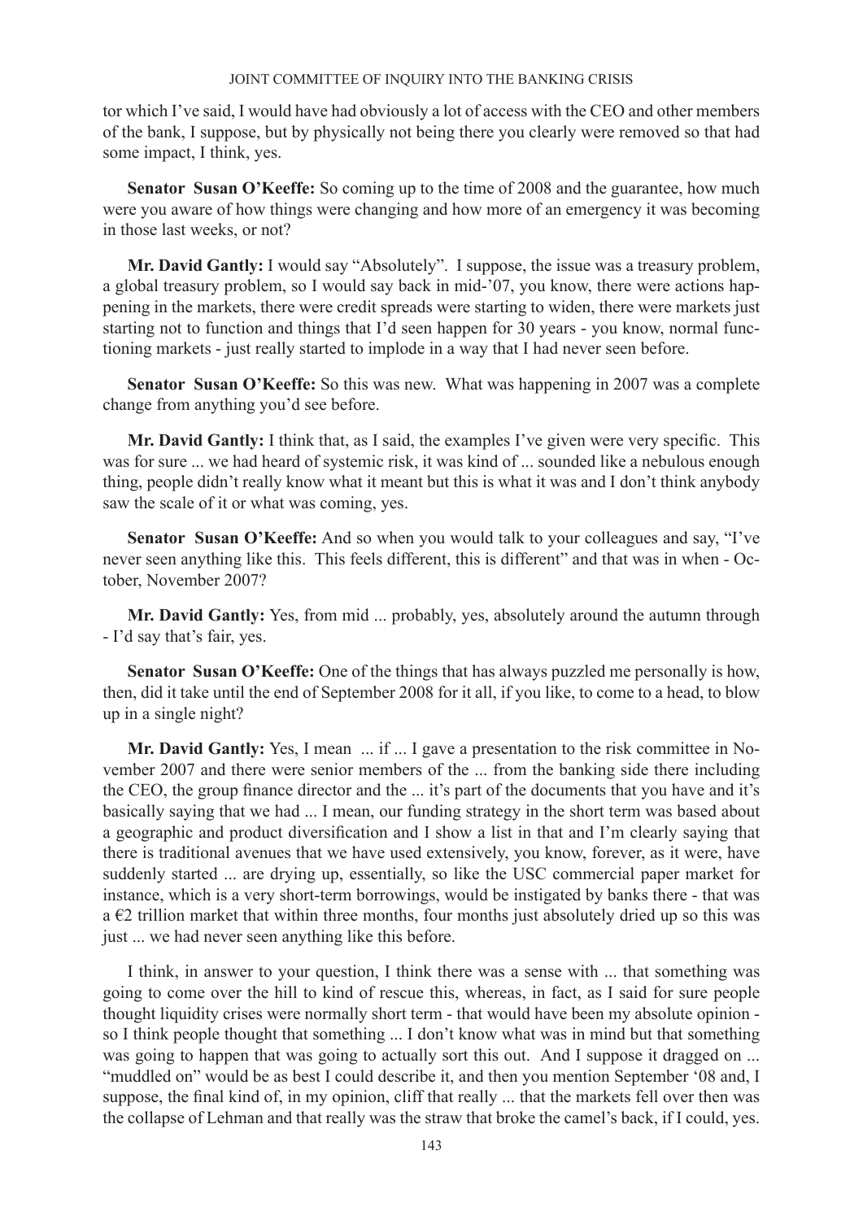tor which I've said, I would have had obviously a lot of access with the CEO and other members of the bank, I suppose, but by physically not being there you clearly were removed so that had some impact, I think, yes.

**Senator Susan O'Keeffe:** So coming up to the time of 2008 and the guarantee, how much were you aware of how things were changing and how more of an emergency it was becoming in those last weeks, or not?

**Mr. David Gantly:** I would say "Absolutely". I suppose, the issue was a treasury problem, a global treasury problem, so I would say back in mid-'07, you know, there were actions happening in the markets, there were credit spreads were starting to widen, there were markets just starting not to function and things that I'd seen happen for 30 years - you know, normal functioning markets - just really started to implode in a way that I had never seen before.

**Senator Susan O'Keeffe:** So this was new. What was happening in 2007 was a complete change from anything you'd see before.

**Mr. David Gantly:** I think that, as I said, the examples I've given were very specific. This was for sure ... we had heard of systemic risk, it was kind of ... sounded like a nebulous enough thing, people didn't really know what it meant but this is what it was and I don't think anybody saw the scale of it or what was coming, yes.

**Senator Susan O'Keeffe:** And so when you would talk to your colleagues and say, "I've never seen anything like this. This feels different, this is different" and that was in when - October, November 2007?

**Mr. David Gantly:** Yes, from mid ... probably, yes, absolutely around the autumn through - I'd say that's fair, yes.

**Senator Susan O'Keeffe:** One of the things that has always puzzled me personally is how, then, did it take until the end of September 2008 for it all, if you like, to come to a head, to blow up in a single night?

**Mr. David Gantly:** Yes, I mean ... if ... I gave a presentation to the risk committee in November 2007 and there were senior members of the ... from the banking side there including the CEO, the group finance director and the ... it's part of the documents that you have and it's basically saying that we had ... I mean, our funding strategy in the short term was based about a geographic and product diversification and I show a list in that and I'm clearly saying that there is traditional avenues that we have used extensively, you know, forever, as it were, have suddenly started ... are drying up, essentially, so like the USC commercial paper market for instance, which is a very short-term borrowings, would be instigated by banks there - that was a €2 trillion market that within three months, four months just absolutely dried up so this was just ... we had never seen anything like this before.

I think, in answer to your question, I think there was a sense with ... that something was going to come over the hill to kind of rescue this, whereas, in fact, as I said for sure people thought liquidity crises were normally short term - that would have been my absolute opinion - so I think people thought that something ... I don't know what was in mind but that something was going to happen that was going to actually sort this out. And I suppose it dragged on ... "muddled on" would be as best I could describe it, and then you mention September '08 and, I suppose, the final kind of, in my opinion, cliff that really ... that the markets fell over then was the collapse of Lehman and that really was the straw that broke the camel's back, if I could, yes.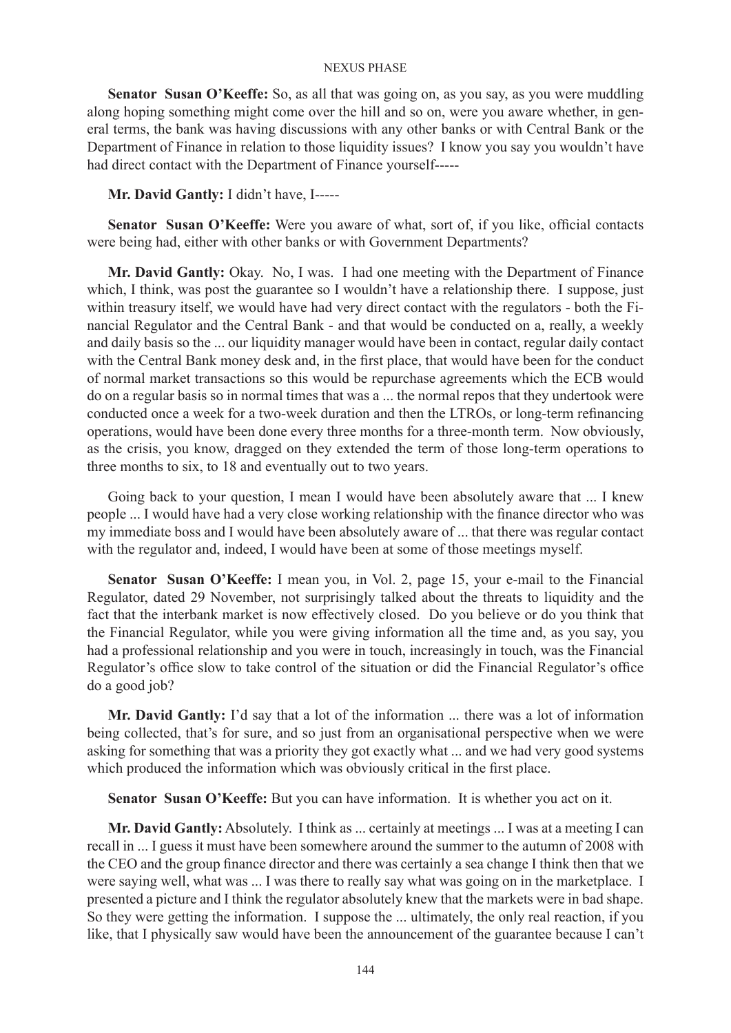**Senator Susan O'Keeffe:** So, as all that was going on, as you say, as you were muddling along hoping something might come over the hill and so on, were you aware whether, in general terms, the bank was having discussions with any other banks or with Central Bank or the Department of Finance in relation to those liquidity issues? I know you say you wouldn't have had direct contact with the Department of Finance yourself-----

**Mr. David Gantly:** I didn't have, I-----

**Senator Susan O'Keeffe:** Were you aware of what, sort of, if you like, official contacts were being had, either with other banks or with Government Departments?

**Mr. David Gantly:** Okay. No, I was. I had one meeting with the Department of Finance which, I think, was post the guarantee so I wouldn't have a relationship there. I suppose, just within treasury itself, we would have had very direct contact with the regulators - both the Financial Regulator and the Central Bank - and that would be conducted on a, really, a weekly and daily basis so the ... our liquidity manager would have been in contact, regular daily contact with the Central Bank money desk and, in the first place, that would have been for the conduct of normal market transactions so this would be repurchase agreements which the ECB would do on a regular basis so in normal times that was a ... the normal repos that they undertook were conducted once a week for a two-week duration and then the LTROs, or long-term refinancing operations, would have been done every three months for a three-month term. Now obviously, as the crisis, you know, dragged on they extended the term of those long-term operations to three months to six, to 18 and eventually out to two years.

Going back to your question, I mean I would have been absolutely aware that ... I knew people ... I would have had a very close working relationship with the finance director who was my immediate boss and I would have been absolutely aware of ... that there was regular contact with the regulator and, indeed, I would have been at some of those meetings myself.

**Senator Susan O'Keeffe:** I mean you, in Vol. 2, page 15, your e-mail to the Financial Regulator, dated 29 November, not surprisingly talked about the threats to liquidity and the fact that the interbank market is now effectively closed. Do you believe or do you think that the Financial Regulator, while you were giving information all the time and, as you say, you had a professional relationship and you were in touch, increasingly in touch, was the Financial Regulator's office slow to take control of the situation or did the Financial Regulator's office do a good job?

**Mr. David Gantly:** I'd say that a lot of the information ... there was a lot of information being collected, that's for sure, and so just from an organisational perspective when we were asking for something that was a priority they got exactly what ... and we had very good systems which produced the information which was obviously critical in the first place.

**Senator Susan O'Keeffe:** But you can have information. It is whether you act on it.

**Mr. David Gantly:** Absolutely. I think as ... certainly at meetings ... I was at a meeting I can recall in ... I guess it must have been somewhere around the summer to the autumn of 2008 with the CEO and the group finance director and there was certainly a sea change I think then that we were saying well, what was ... I was there to really say what was going on in the marketplace. I presented a picture and I think the regulator absolutely knew that the markets were in bad shape. So they were getting the information. I suppose the ... ultimately, the only real reaction, if you like, that I physically saw would have been the announcement of the guarantee because I can't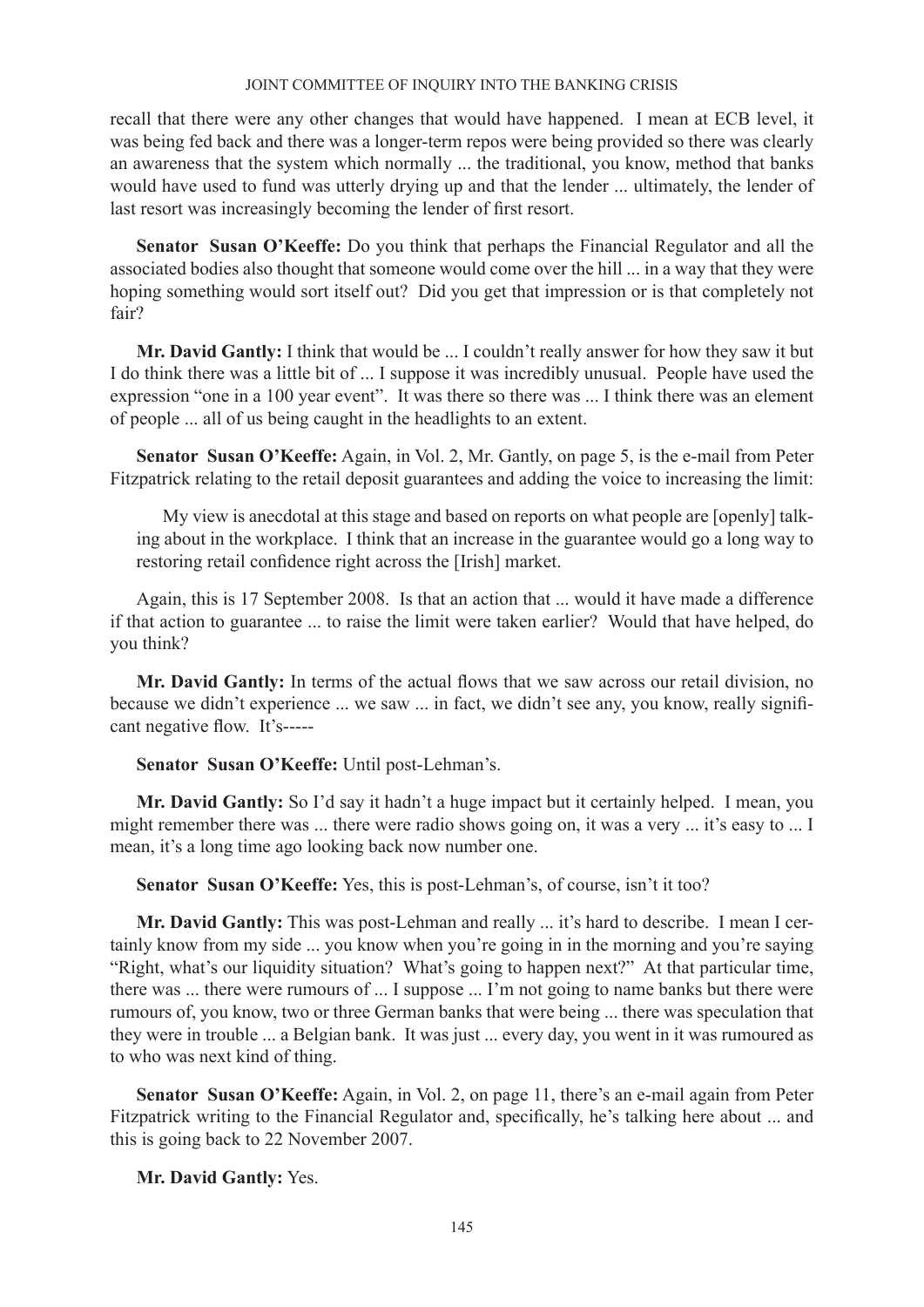recall that there were any other changes that would have happened. I mean at ECB level, it was being fed back and there was a longer-term repos were being provided so there was clearly an awareness that the system which normally ... the traditional, you know, method that banks would have used to fund was utterly drying up and that the lender ... ultimately, the lender of last resort was increasingly becoming the lender of first resort.

**Senator Susan O'Keeffe:** Do you think that perhaps the Financial Regulator and all the associated bodies also thought that someone would come over the hill ... in a way that they were hoping something would sort itself out? Did you get that impression or is that completely not fair?

**Mr. David Gantly:** I think that would be ... I couldn't really answer for how they saw it but I do think there was a little bit of ... I suppose it was incredibly unusual. People have used the expression "one in a 100 year event". It was there so there was ... I think there was an element of people ... all of us being caught in the headlights to an extent.

**Senator Susan O'Keeffe:** Again, in Vol. 2, Mr. Gantly, on page 5, is the e-mail from Peter Fitzpatrick relating to the retail deposit guarantees and adding the voice to increasing the limit:

> My view is anecdotal at this stage and based on reports on what people are [openly] talking about in the workplace. I think that an increase in the guarantee would go a long way to restoring retail confidence right across the [Irish] market.

Again, this is 17 September 2008. Is that an action that ... would it have made a difference if that action to guarantee ... to raise the limit were taken earlier? Would that have helped, do you think?

**Mr. David Gantly:** In terms of the actual flows that we saw across our retail division, no because we didn't experience ... we saw ... in fact, we didn't see any, you know, really significant negative flow. It's-----

**Senator Susan O'Keeffe:** Until post-Lehman's.

**Mr. David Gantly:** So I'd say it hadn't a huge impact but it certainly helped. I mean, you might remember there was ... there were radio shows going on, it was a very ... it's easy to ... I mean, it's a long time ago looking back now number one.

**Senator Susan O'Keeffe:** Yes, this is post-Lehman's, of course, isn't it too?

**Mr. David Gantly:** This was post-Lehman and really ... it's hard to describe. I mean I certainly know from my side ... you know when you're going in in the morning and you're saying "Right, what's our liquidity situation? What's going to happen next?" At that particular time, there was ... there were rumours of ... I suppose ... I'm not going to name banks but there were rumours of, you know, two or three German banks that were being ... there was speculation that they were in trouble ... a Belgian bank. It was just ... every day, you went in it was rumoured as to who was next kind of thing.

**Senator Susan O'Keeffe:** Again, in Vol. 2, on page 11, there's an e-mail again from Peter Fitzpatrick writing to the Financial Regulator and, specifically, he's talking here about ... and this is going back to 22 November 2007.

**Mr. David Gantly:** Yes.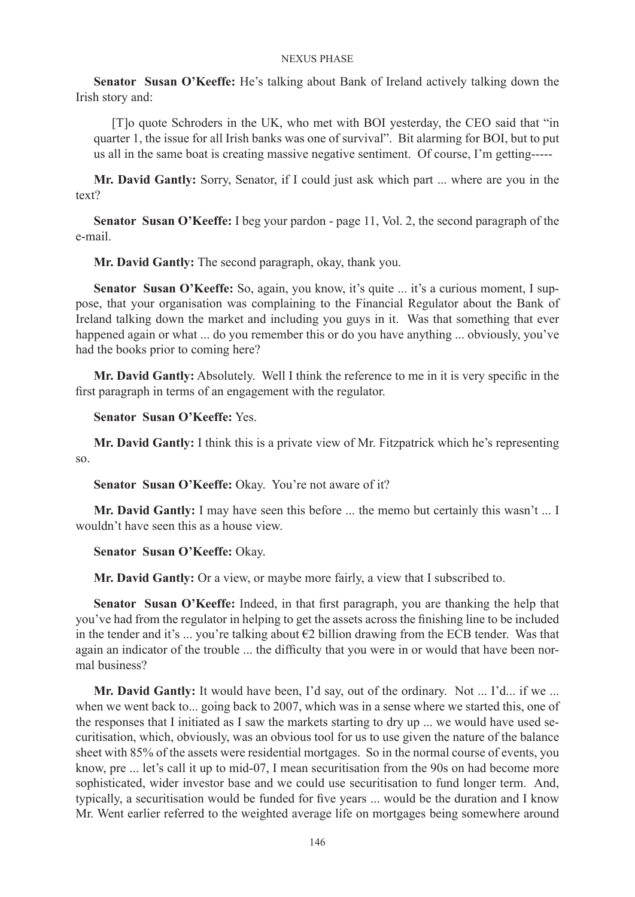**Senator Susan O'Keeffe:** He's talking about Bank of Ireland actively talking down the Irish story and:

> [T]o quote Schroders in the UK, who met with BOI yesterday, the CEO said that "in quarter 1, the issue for all Irish banks was one of survival". Bit alarming for BOI, but to put us all in the same boat is creating massive negative sentiment. Of course, I'm getting-----

**Mr. David Gantly:** Sorry, Senator, if I could just ask which part ... where are you in the text?

**Senator Susan O'Keeffe:** I beg your pardon - page 11, Vol. 2, the second paragraph of the e-mail.

**Mr. David Gantly:** The second paragraph, okay, thank you.

**Senator Susan O'Keeffe:** So, again, you know, it's quite ... it's a curious moment, I suppose, that your organisation was complaining to the Financial Regulator about the Bank of Ireland talking down the market and including you guys in it. Was that something that ever happened again or what ... do you remember this or do you have anything ... obviously, you've had the books prior to coming here?

**Mr. David Gantly:** Absolutely. Well I think the reference to me in it is very specific in the first paragraph in terms of an engagement with the regulator.

**Senator Susan O'Keeffe:** Yes.

**Mr. David Gantly:** I think this is a private view of Mr. Fitzpatrick which he's representing so.

**Senator Susan O'Keeffe:** Okay. You're not aware of it?

**Mr. David Gantly:** I may have seen this before ... the memo but certainly this wasn't ... I wouldn't have seen this as a house view.

**Senator Susan O'Keeffe:** Okay.

**Mr. David Gantly:** Or a view, or maybe more fairly, a view that I subscribed to.

**Senator Susan O'Keeffe:** Indeed, in that first paragraph, you are thanking the help that you've had from the regulator in helping to get the assets across the finishing line to be included in the tender and it's ... you're talking about €2 billion drawing from the ECB tender. Was that again an indicator of the trouble ... the difficulty that you were in or would that have been normal business?

**Mr. David Gantly:** It would have been, I'd say, out of the ordinary. Not ... I'd... if we ... when we went back to... going back to 2007, which was in a sense where we started this, one of the responses that I initiated as I saw the markets starting to dry up ... we would have used securitisation, which, obviously, was an obvious tool for us to use given the nature of the balance sheet with 85% of the assets were residential mortgages. So in the normal course of events, you know, pre ... let's call it up to mid-07, I mean securitisation from the 90s on had become more sophisticated, wider investor base and we could use securitisation to fund longer term. And, typically, a securitisation would be funded for five years ... would be the duration and I know Mr. Went earlier referred to the weighted average life on mortgages being somewhere around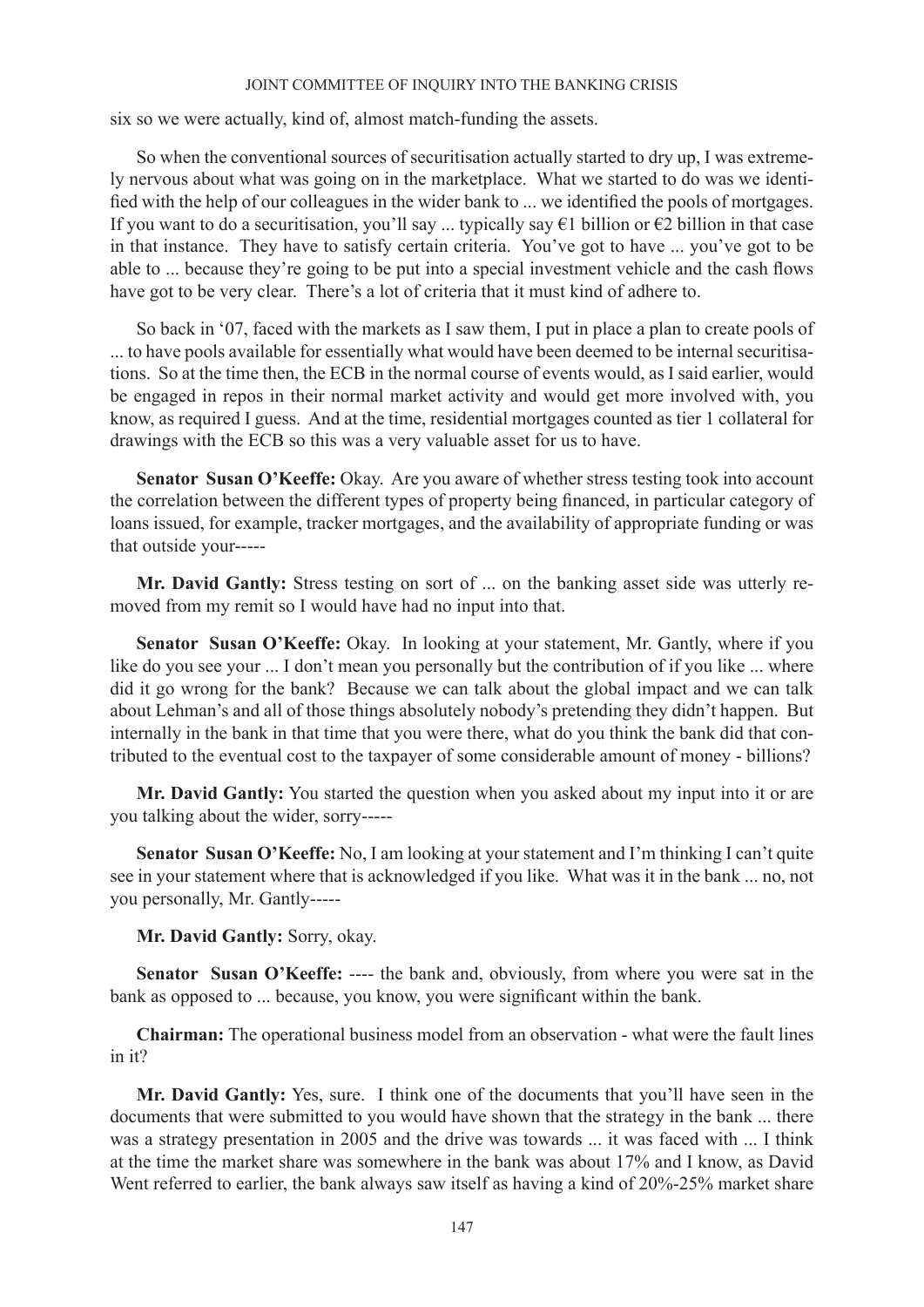six so we were actually, kind of, almost match-funding the assets.

So when the conventional sources of securitisation actually started to dry up, I was extremely nervous about what was going on in the marketplace. What we started to do was we identified with the help of our colleagues in the wider bank to ... we identified the pools of mortgages. If you want to do a securitisation, you'll say ... typically say €1 billion or €2 billion in that case in that instance. They have to satisfy certain criteria. You've got to have ... you've got to be able to ... because they're going to be put into a special investment vehicle and the cash flows have got to be very clear. There's a lot of criteria that it must kind of adhere to.

So back in '07, faced with the markets as I saw them, I put in place a plan to create pools of ... to have pools available for essentially what would have been deemed to be internal securitisations. So at the time then, the ECB in the normal course of events would, as I said earlier, would be engaged in repos in their normal market activity and would get more involved with, you know, as required I guess. And at the time, residential mortgages counted as tier 1 collateral for drawings with the ECB so this was a very valuable asset for us to have.

**Senator Susan O'Keeffe:** Okay. Are you aware of whether stress testing took into account the correlation between the different types of property being financed, in particular category of loans issued, for example, tracker mortgages, and the availability of appropriate funding or was that outside your-----

**Mr. David Gantly:** Stress testing on sort of ... on the banking asset side was utterly removed from my remit so I would have had no input into that.

**Senator Susan O'Keeffe:** Okay. In looking at your statement, Mr. Gantly, where if you like do you see your ... I don't mean you personally but the contribution of if you like ... where did it go wrong for the bank? Because we can talk about the global impact and we can talk about Lehman's and all of those things absolutely nobody's pretending they didn't happen. But internally in the bank in that time that you were there, what do you think the bank did that contributed to the eventual cost to the taxpayer of some considerable amount of money - billions?

**Mr. David Gantly:** You started the question when you asked about my input into it or are you talking about the wider, sorry-----

**Senator Susan O'Keeffe:** No, I am looking at your statement and I'm thinking I can't quite see in your statement where that is acknowledged if you like. What was it in the bank ... no, not you personally, Mr. Gantly-----

**Mr. David Gantly:** Sorry, okay.

**Senator Susan O'Keeffe:** ---- the bank and, obviously, from where you were sat in the bank as opposed to ... because, you know, you were significant within the bank.

**Chairman:** The operational business model from an observation - what were the fault lines in it?

**Mr. David Gantly:** Yes, sure. I think one of the documents that you'll have seen in the documents that were submitted to you would have shown that the strategy in the bank ... there was a strategy presentation in 2005 and the drive was towards ... it was faced with ... I think at the time the market share was somewhere in the bank was about 17% and I know, as David Went referred to earlier, the bank always saw itself as having a kind of 20%-25% market share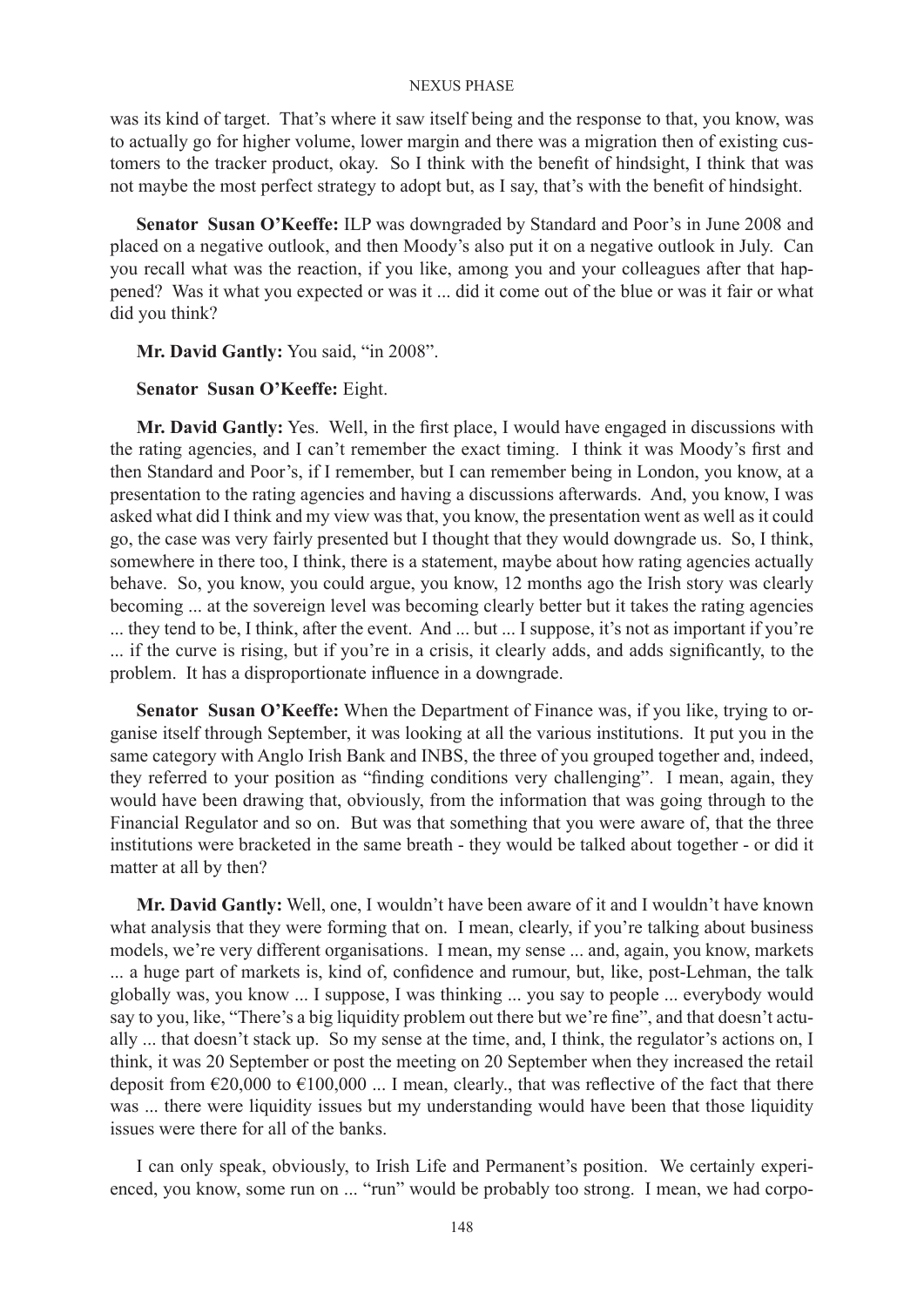was its kind of target. That's where it saw itself being and the response to that, you know, was to actually go for higher volume, lower margin and there was a migration then of existing customers to the tracker product, okay. So I think with the benefit of hindsight, I think that was not maybe the most perfect strategy to adopt but, as I say, that's with the benefit of hindsight.

**Senator Susan O'Keeffe:** ILP was downgraded by Standard and Poor's in June 2008 and placed on a negative outlook, and then Moody's also put it on a negative outlook in July. Can you recall what was the reaction, if you like, among you and your colleagues after that happened? Was it what you expected or was it ... did it come out of the blue or was it fair or what did you think?

**Mr. David Gantly:** You said, "in 2008".

**Senator Susan O'Keeffe:** Eight.

**Mr. David Gantly:** Yes. Well, in the first place, I would have engaged in discussions with the rating agencies, and I can't remember the exact timing. I think it was Moody's first and then Standard and Poor's, if I remember, but I can remember being in London, you know, at a presentation to the rating agencies and having a discussions afterwards. And, you know, I was asked what did I think and my view was that, you know, the presentation went as well as it could go, the case was very fairly presented but I thought that they would downgrade us. So, I think, somewhere in there too, I think, there is a statement, maybe about how rating agencies actually behave. So, you know, you could argue, you know, 12 months ago the Irish story was clearly becoming ... at the sovereign level was becoming clearly better but it takes the rating agencies ... they tend to be, I think, after the event. And ... but ... I suppose, it's not as important if you're ... if the curve is rising, but if you're in a crisis, it clearly adds, and adds significantly, to the problem. It has a disproportionate influence in a downgrade.

**Senator Susan O'Keeffe:** When the Department of Finance was, if you like, trying to organise itself through September, it was looking at all the various institutions. It put you in the same category with Anglo Irish Bank and INBS, the three of you grouped together and, indeed, they referred to your position as "finding conditions very challenging". I mean, again, they would have been drawing that, obviously, from the information that was going through to the Financial Regulator and so on. But was that something that you were aware of, that the three institutions were bracketed in the same breath - they would be talked about together - or did it matter at all by then?

**Mr. David Gantly:** Well, one, I wouldn't have been aware of it and I wouldn't have known what analysis that they were forming that on. I mean, clearly, if you're talking about business models, we're very different organisations. I mean, my sense ... and, again, you know, markets ... a huge part of markets is, kind of, confidence and rumour, but, like, post-Lehman, the talk globally was, you know ... I suppose, I was thinking ... you say to people ... everybody would say to you, like, "There's a big liquidity problem out there but we're fine", and that doesn't actually ... that doesn't stack up. So my sense at the time, and, I think, the regulator's actions on, I think, it was 20 September or post the meeting on 20 September when they increased the retail deposit from €20,000 to €100,000 ... I mean, clearly., that was reflective of the fact that there was ... there were liquidity issues but my understanding would have been that those liquidity issues were there for all of the banks.

I can only speak, obviously, to Irish Life and Permanent's position. We certainly experienced, you know, some run on ... "run" would be probably too strong. I mean, we had corpo-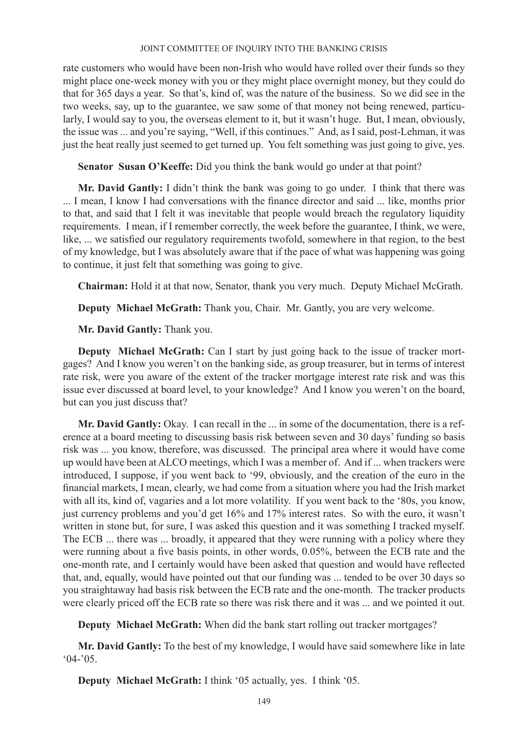rate customers who would have been non-Irish who would have rolled over their funds so they might place one-week money with you or they might place overnight money, but they could do that for 365 days a year. So that's, kind of, was the nature of the business. So we did see in the two weeks, say, up to the guarantee, we saw some of that money not being renewed, particularly, I would say to you, the overseas element to it, but it wasn't huge. But, I mean, obviously, the issue was ... and you're saying, "Well, if this continues." And, as I said, post-Lehman, it was just the heat really just seemed to get turned up. You felt something was just going to give, yes.

**Senator Susan O'Keeffe:** Did you think the bank would go under at that point?

**Mr. David Gantly:** I didn't think the bank was going to go under. I think that there was ... I mean, I know I had conversations with the finance director and said ... like, months prior to that, and said that I felt it was inevitable that people would breach the regulatory liquidity requirements. I mean, if I remember correctly, the week before the guarantee, I think, we were, like, ... we satisfied our regulatory requirements twofold, somewhere in that region, to the best of my knowledge, but I was absolutely aware that if the pace of what was happening was going to continue, it just felt that something was going to give.

**Chairman:** Hold it at that now, Senator, thank you very much. Deputy Michael McGrath.

**Deputy Michael McGrath:** Thank you, Chair. Mr. Gantly, you are very welcome.

**Mr. David Gantly:** Thank you.

**Deputy Michael McGrath:** Can I start by just going back to the issue of tracker mortgages? And I know you weren't on the banking side, as group treasurer, but in terms of interest rate risk, were you aware of the extent of the tracker mortgage interest rate risk and was this issue ever discussed at board level, to your knowledge? And I know you weren't on the board, but can you just discuss that?

**Mr. David Gantly:** Okay. I can recall in the ... in some of the documentation, there is a reference at a board meeting to discussing basis risk between seven and 30 days' funding so basis risk was ... you know, therefore, was discussed. The principal area where it would have come up would have been at ALCO meetings, which I was a member of. And if ... when trackers were introduced, I suppose, if you went back to '99, obviously, and the creation of the euro in the financial markets, I mean, clearly, we had come from a situation where you had the Irish market with all its, kind of, vagaries and a lot more volatility. If you went back to the '80s, you know, just currency problems and you'd get 16% and 17% interest rates. So with the euro, it wasn't written in stone but, for sure, I was asked this question and it was something I tracked myself. The ECB ... there was ... broadly, it appeared that they were running with a policy where they were running about a five basis points, in other words, 0.05%, between the ECB rate and the one-month rate, and I certainly would have been asked that question and would have reflected that, and, equally, would have pointed out that our funding was ... tended to be over 30 days so you straightaway had basis risk between the ECB rate and the one-month. The tracker products were clearly priced off the ECB rate so there was risk there and it was ... and we pointed it out.

**Deputy Michael McGrath:** When did the bank start rolling out tracker mortgages?

**Mr. David Gantly:** To the best of my knowledge, I would have said somewhere like in late '04-'05.

**Deputy Michael McGrath:** I think '05 actually, yes. I think '05.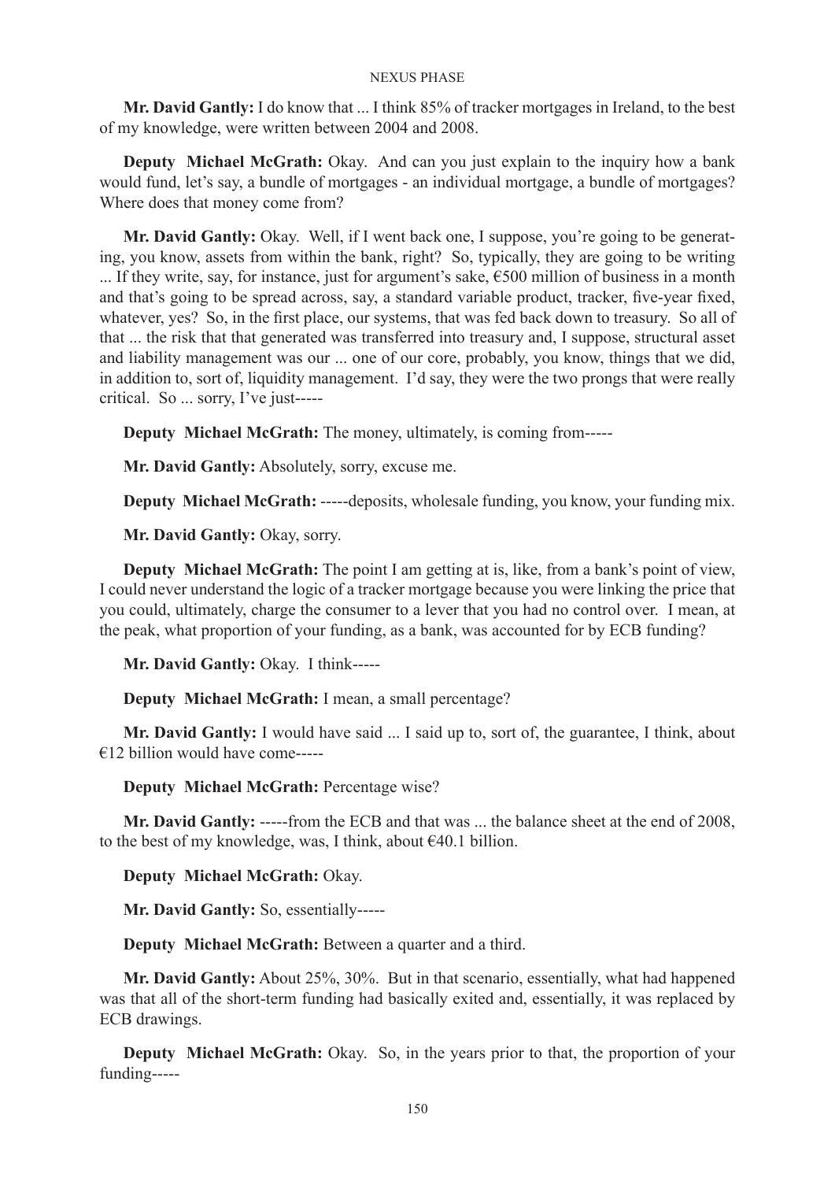**Mr. David Gantly:** I do know that ... I think 85% of tracker mortgages in Ireland, to the best of my knowledge, were written between 2004 and 2008.

**Deputy Michael McGrath:** Okay. And can you just explain to the inquiry how a bank would fund, let's say, a bundle of mortgages - an individual mortgage, a bundle of mortgages? Where does that money come from?

**Mr. David Gantly:** Okay. Well, if I went back one, I suppose, you're going to be generating, you know, assets from within the bank, right? So, typically, they are going to be writing ... If they write, say, for instance, just for argument's sake, €500 million of business in a month and that's going to be spread across, say, a standard variable product, tracker, five-year fixed, whatever, yes? So, in the first place, our systems, that was fed back down to treasury. So all of that ... the risk that that generated was transferred into treasury and, I suppose, structural asset and liability management was our ... one of our core, probably, you know, things that we did, in addition to, sort of, liquidity management. I'd say, they were the two prongs that were really critical. So ... sorry, I've just-----

**Deputy Michael McGrath:** The money, ultimately, is coming from-----

**Mr. David Gantly:** Absolutely, sorry, excuse me.

**Deputy Michael McGrath:** -----deposits, wholesale funding, you know, your funding mix.

**Mr. David Gantly:** Okay, sorry.

**Deputy Michael McGrath:** The point I am getting at is, like, from a bank's point of view, I could never understand the logic of a tracker mortgage because you were linking the price that you could, ultimately, charge the consumer to a lever that you had no control over. I mean, at the peak, what proportion of your funding, as a bank, was accounted for by ECB funding?

**Mr. David Gantly:** Okay. I think-----

**Deputy Michael McGrath:** I mean, a small percentage?

**Mr. David Gantly:** I would have said ... I said up to, sort of, the guarantee, I think, about €12 billion would have come-----

**Deputy Michael McGrath:** Percentage wise?

**Mr. David Gantly:** -----from the ECB and that was ... the balance sheet at the end of 2008, to the best of my knowledge, was, I think, about €40.1 billion.

**Deputy Michael McGrath:** Okay.

**Mr. David Gantly:** So, essentially-----

**Deputy Michael McGrath:** Between a quarter and a third.

**Mr. David Gantly:** About 25%, 30%. But in that scenario, essentially, what had happened was that all of the short-term funding had basically exited and, essentially, it was replaced by ECB drawings.

**Deputy Michael McGrath:** Okay. So, in the years prior to that, the proportion of your funding-----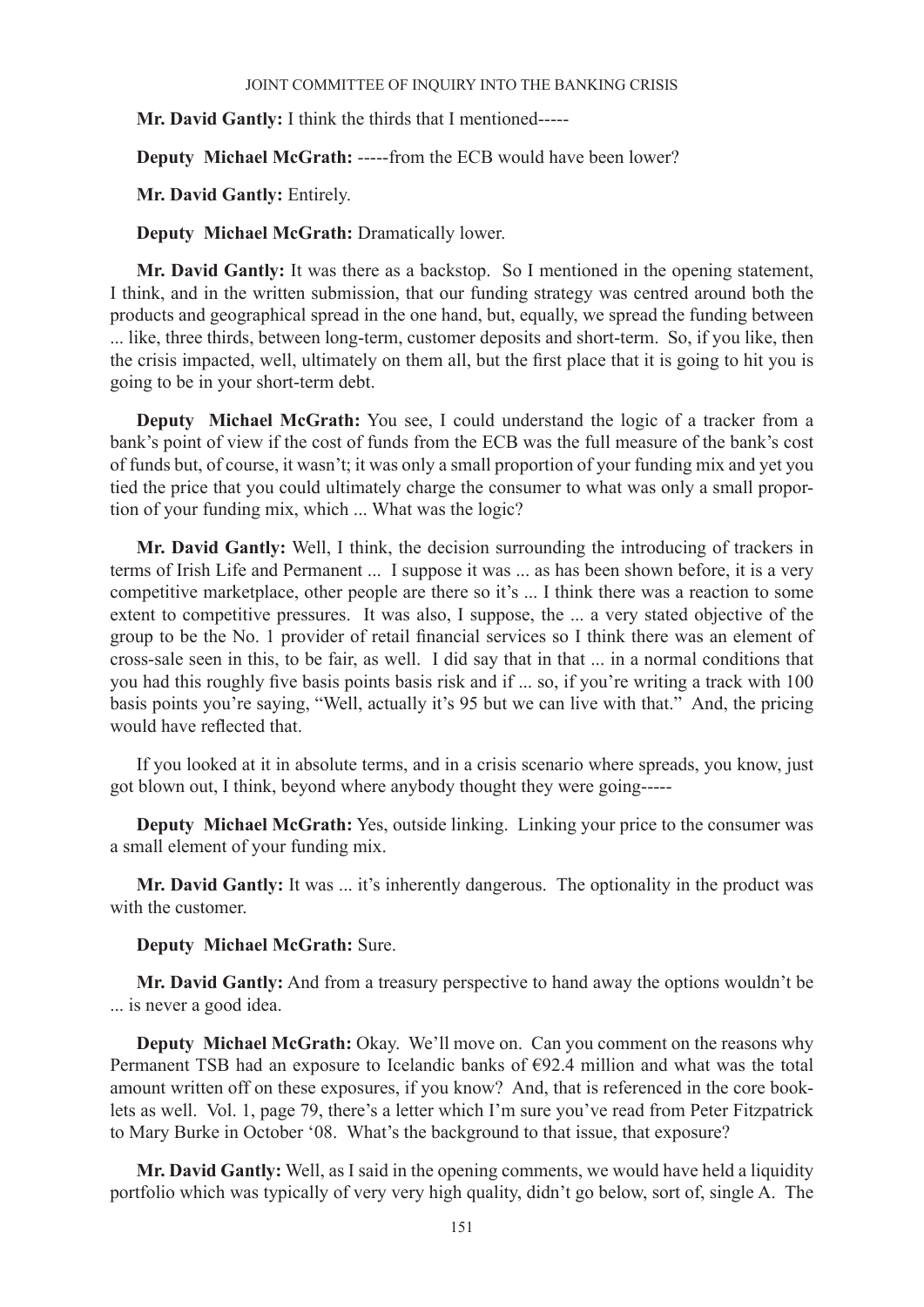**Mr. David Gantly:** I think the thirds that I mentioned-----

**Deputy Michael McGrath:** -----from the ECB would have been lower?

**Mr. David Gantly:** Entirely.

**Deputy Michael McGrath:** Dramatically lower.

**Mr. David Gantly:** It was there as a backstop. So I mentioned in the opening statement, I think, and in the written submission, that our funding strategy was centred around both the products and geographical spread in the one hand, but, equally, we spread the funding between ... like, three thirds, between long-term, customer deposits and short-term. So, if you like, then the crisis impacted, well, ultimately on them all, but the first place that it is going to hit you is going to be in your short-term debt.

**Deputy Michael McGrath:** You see, I could understand the logic of a tracker from a bank's point of view if the cost of funds from the ECB was the full measure of the bank's cost of funds but, of course, it wasn't; it was only a small proportion of your funding mix and yet you tied the price that you could ultimately charge the consumer to what was only a small proportion of your funding mix, which ... What was the logic?

**Mr. David Gantly:** Well, I think, the decision surrounding the introducing of trackers in terms of Irish Life and Permanent ... I suppose it was ... as has been shown before, it is a very competitive marketplace, other people are there so it's ... I think there was a reaction to some extent to competitive pressures. It was also, I suppose, the ... a very stated objective of the group to be the No. 1 provider of retail financial services so I think there was an element of cross-sale seen in this, to be fair, as well. I did say that in that ... in a normal conditions that you had this roughly five basis points basis risk and if ... so, if you're writing a track with 100 basis points you're saying, "Well, actually it's 95 but we can live with that." And, the pricing would have reflected that.

If you looked at it in absolute terms, and in a crisis scenario where spreads, you know, just got blown out, I think, beyond where anybody thought they were going-----

**Deputy Michael McGrath:** Yes, outside linking. Linking your price to the consumer was a small element of your funding mix.

**Mr. David Gantly:** It was ... it's inherently dangerous. The optionality in the product was with the customer.

**Deputy Michael McGrath:** Sure.

**Mr. David Gantly:** And from a treasury perspective to hand away the options wouldn't be ... is never a good idea.

**Deputy Michael McGrath:** Okay. We'll move on. Can you comment on the reasons why Permanent TSB had an exposure to Icelandic banks of €92.4 million and what was the total amount written off on these exposures, if you know? And, that is referenced in the core booklets as well. Vol. 1, page 79, there's a letter which I'm sure you've read from Peter Fitzpatrick to Mary Burke in October '08. What's the background to that issue, that exposure?

**Mr. David Gantly:** Well, as I said in the opening comments, we would have held a liquidity portfolio which was typically of very very high quality, didn't go below, sort of, single A. The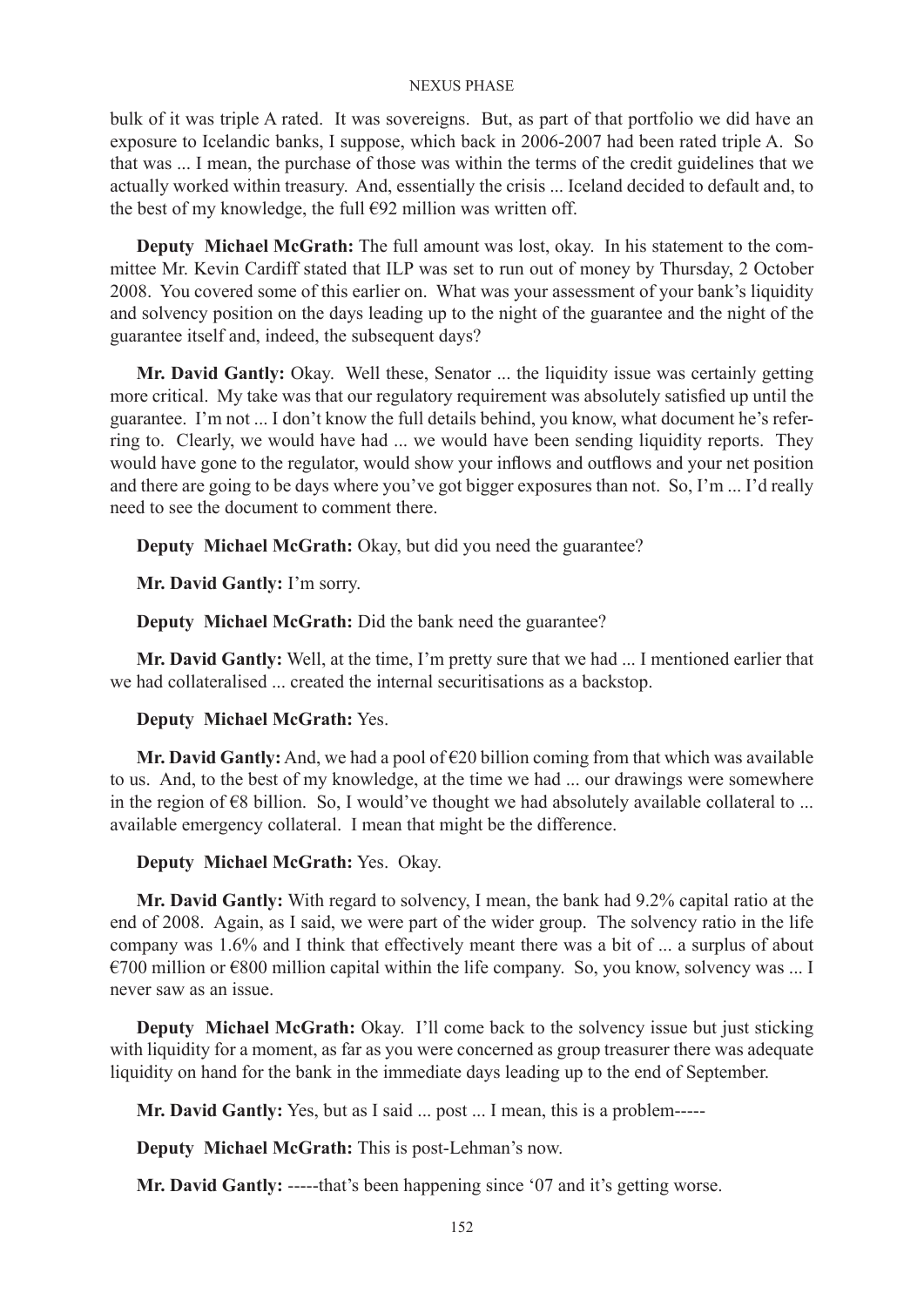bulk of it was triple A rated. It was sovereigns. But, as part of that portfolio we did have an exposure to Icelandic banks, I suppose, which back in 2006-2007 had been rated triple A. So that was ... I mean, the purchase of those was within the terms of the credit guidelines that we actually worked within treasury. And, essentially the crisis ... Iceland decided to default and, to the best of my knowledge, the full €92 million was written off.

**Deputy Michael McGrath:** The full amount was lost, okay. In his statement to the committee Mr. Kevin Cardiff stated that ILP was set to run out of money by Thursday, 2 October 2008. You covered some of this earlier on. What was your assessment of your bank's liquidity and solvency position on the days leading up to the night of the guarantee and the night of the guarantee itself and, indeed, the subsequent days?

**Mr. David Gantly:** Okay. Well these, Senator ... the liquidity issue was certainly getting more critical. My take was that our regulatory requirement was absolutely satisfied up until the guarantee. I'm not ... I don't know the full details behind, you know, what document he's referring to. Clearly, we would have had ... we would have been sending liquidity reports. They would have gone to the regulator, would show your inflows and outflows and your net position and there are going to be days where you've got bigger exposures than not. So, I'm ... I'd really need to see the document to comment there.

**Deputy Michael McGrath:** Okay, but did you need the guarantee?

**Mr. David Gantly:** I'm sorry.

**Deputy Michael McGrath:** Did the bank need the guarantee?

**Mr. David Gantly:** Well, at the time, I'm pretty sure that we had ... I mentioned earlier that we had collateralised ... created the internal securitisations as a backstop.

**Deputy Michael McGrath:** Yes.

**Mr. David Gantly:** And, we had a pool of €20 billion coming from that which was available to us. And, to the best of my knowledge, at the time we had ... our drawings were somewhere in the region of €8 billion. So, I would've thought we had absolutely available collateral to ... available emergency collateral. I mean that might be the difference.

**Deputy Michael McGrath:** Yes. Okay.

**Mr. David Gantly:** With regard to solvency, I mean, the bank had 9.2% capital ratio at the end of 2008. Again, as I said, we were part of the wider group. The solvency ratio in the life company was 1.6% and I think that effectively meant there was a bit of ... a surplus of about €700 million or €800 million capital within the life company. So, you know, solvency was ... I never saw as an issue.

**Deputy Michael McGrath:** Okay. I'll come back to the solvency issue but just sticking with liquidity for a moment, as far as you were concerned as group treasurer there was adequate liquidity on hand for the bank in the immediate days leading up to the end of September.

**Mr. David Gantly:** Yes, but as I said ... post ... I mean, this is a problem-----

**Deputy Michael McGrath:** This is post-Lehman's now.

**Mr. David Gantly:** -----that's been happening since '07 and it's getting worse.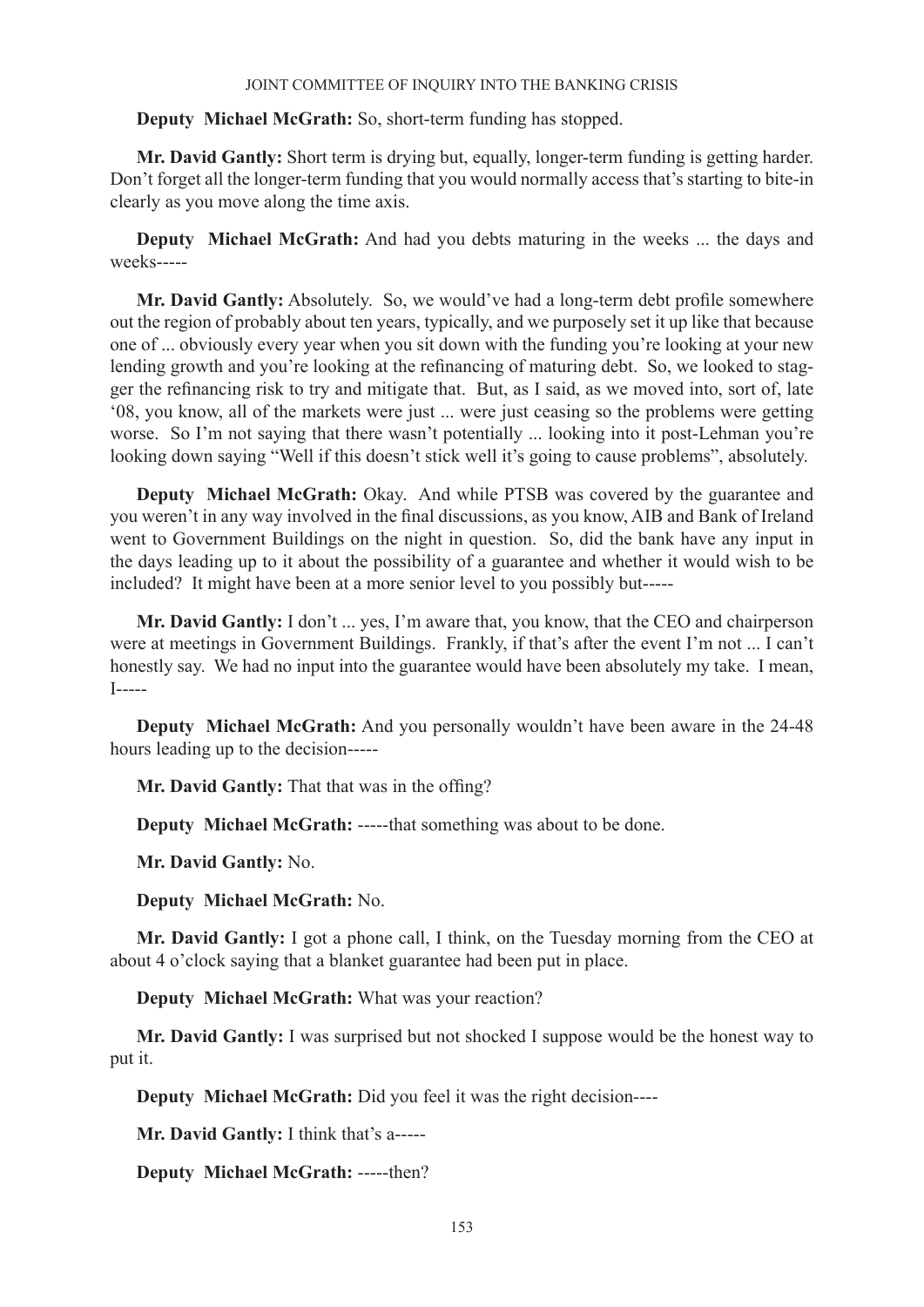**Deputy Michael McGrath:** So, short-term funding has stopped.

**Mr. David Gantly:** Short term is drying but, equally, longer-term funding is getting harder. Don't forget all the longer-term funding that you would normally access that's starting to bite-in clearly as you move along the time axis.

**Deputy Michael McGrath:** And had you debts maturing in the weeks ... the days and weeks-----

**Mr. David Gantly:** Absolutely. So, we would've had a long-term debt profile somewhere out the region of probably about ten years, typically, and we purposely set it up like that because one of ... obviously every year when you sit down with the funding you're looking at your new lending growth and you're looking at the refinancing of maturing debt. So, we looked to stagger the refinancing risk to try and mitigate that. But, as I said, as we moved into, sort of, late '08, you know, all of the markets were just ... were just ceasing so the problems were getting worse. So I'm not saying that there wasn't potentially ... looking into it post-Lehman you're looking down saying "Well if this doesn't stick well it's going to cause problems", absolutely.

**Deputy Michael McGrath:** Okay. And while PTSB was covered by the guarantee and you weren't in any way involved in the final discussions, as you know, AIB and Bank of Ireland went to Government Buildings on the night in question. So, did the bank have any input in the days leading up to it about the possibility of a guarantee and whether it would wish to be included? It might have been at a more senior level to you possibly but-----

**Mr. David Gantly:** I don't ... yes, I'm aware that, you know, that the CEO and chairperson were at meetings in Government Buildings. Frankly, if that's after the event I'm not ... I can't honestly say. We had no input into the guarantee would have been absolutely my take. I mean, I-----

**Deputy Michael McGrath:** And you personally wouldn't have been aware in the 24-48 hours leading up to the decision-----

**Mr. David Gantly:** That that was in the offing?

**Deputy Michael McGrath:** -----that something was about to be done.

**Mr. David Gantly:** No.

**Deputy Michael McGrath:** No.

**Mr. David Gantly:** I got a phone call, I think, on the Tuesday morning from the CEO at about 4 o'clock saying that a blanket guarantee had been put in place.

**Deputy Michael McGrath:** What was your reaction?

**Mr. David Gantly:** I was surprised but not shocked I suppose would be the honest way to put it.

**Deputy Michael McGrath:** Did you feel it was the right decision----

**Mr. David Gantly:** I think that's a-----

**Deputy Michael McGrath:** -----then?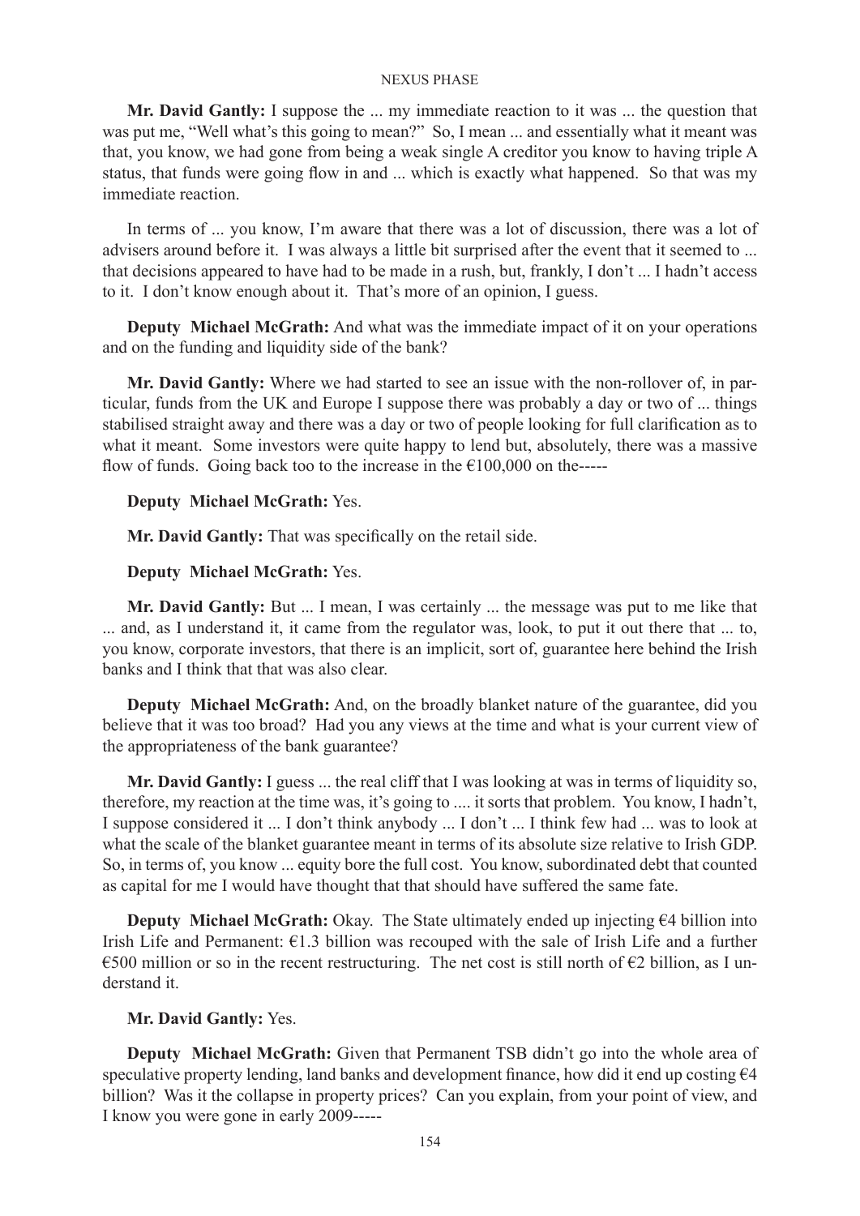**Mr. David Gantly:** I suppose the ... my immediate reaction to it was ... the question that was put me, "Well what's this going to mean?" So, I mean ... and essentially what it meant was that, you know, we had gone from being a weak single A creditor you know to having triple A status, that funds were going flow in and ... which is exactly what happened. So that was my immediate reaction.

In terms of ... you know, I'm aware that there was a lot of discussion, there was a lot of advisers around before it. I was always a little bit surprised after the event that it seemed to ... that decisions appeared to have had to be made in a rush, but, frankly, I don't ... I hadn't access to it. I don't know enough about it. That's more of an opinion, I guess.

**Deputy Michael McGrath:** And what was the immediate impact of it on your operations and on the funding and liquidity side of the bank?

**Mr. David Gantly:** Where we had started to see an issue with the non-rollover of, in particular, funds from the UK and Europe I suppose there was probably a day or two of ... things stabilised straight away and there was a day or two of people looking for full clarification as to what it meant. Some investors were quite happy to lend but, absolutely, there was a massive flow of funds. Going back too to the increase in the €100,000 on the-----

**Deputy Michael McGrath:** Yes.

**Mr. David Gantly:** That was specifically on the retail side.

**Deputy Michael McGrath:** Yes.

**Mr. David Gantly:** But ... I mean, I was certainly ... the message was put to me like that ... and, as I understand it, it came from the regulator was, look, to put it out there that ... to, you know, corporate investors, that there is an implicit, sort of, guarantee here behind the Irish banks and I think that that was also clear.

**Deputy Michael McGrath:** And, on the broadly blanket nature of the guarantee, did you believe that it was too broad? Had you any views at the time and what is your current view of the appropriateness of the bank guarantee?

**Mr. David Gantly:** I guess ... the real cliff that I was looking at was in terms of liquidity so, therefore, my reaction at the time was, it's going to .... it sorts that problem. You know, I hadn't, I suppose considered it ... I don't think anybody ... I don't ... I think few had ... was to look at what the scale of the blanket guarantee meant in terms of its absolute size relative to Irish GDP. So, in terms of, you know ... equity bore the full cost. You know, subordinated debt that counted as capital for me I would have thought that that should have suffered the same fate.

**Deputy Michael McGrath:** Okay. The State ultimately ended up injecting €4 billion into Irish Life and Permanent: €1.3 billion was recouped with the sale of Irish Life and a further €500 million or so in the recent restructuring. The net cost is still north of €2 billion, as I understand it.

**Mr. David Gantly:** Yes.

**Deputy Michael McGrath:** Given that Permanent TSB didn't go into the whole area of speculative property lending, land banks and development finance, how did it end up costing €4 billion? Was it the collapse in property prices? Can you explain, from your point of view, and I know you were gone in early 2009-----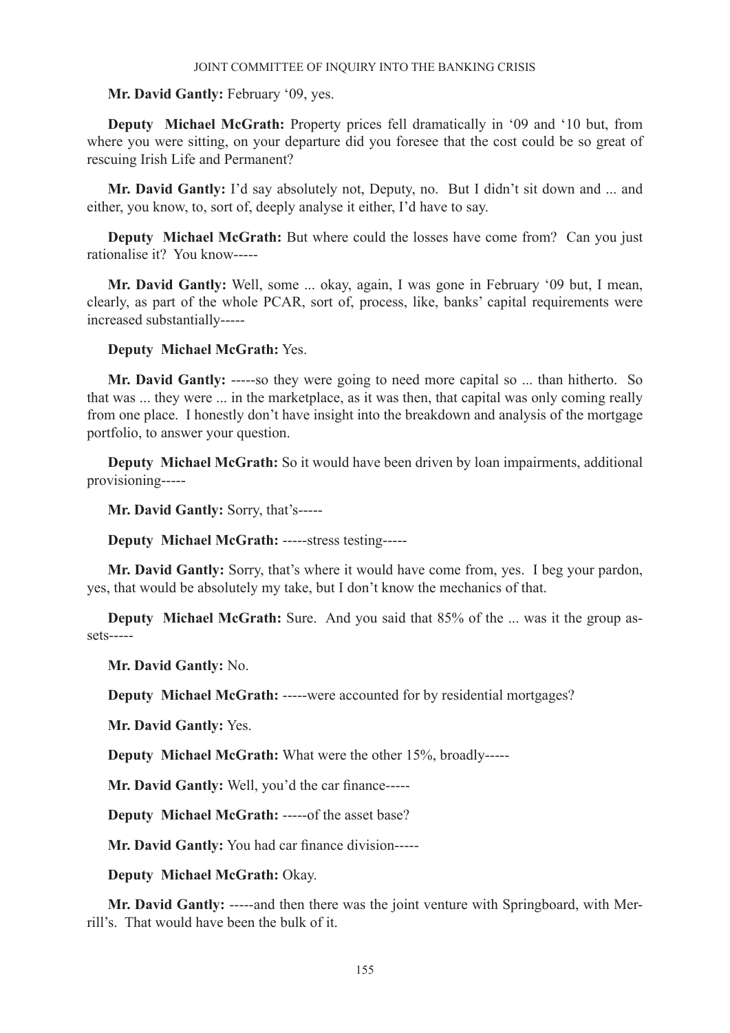**Mr. David Gantly:** February '09, yes.

**Deputy Michael McGrath:** Property prices fell dramatically in '09 and '10 but, from where you were sitting, on your departure did you foresee that the cost could be so great of rescuing Irish Life and Permanent?

**Mr. David Gantly:** I'd say absolutely not, Deputy, no. But I didn't sit down and ... and either, you know, to, sort of, deeply analyse it either, I'd have to say.

**Deputy Michael McGrath:** But where could the losses have come from? Can you just rationalise it? You know-----

**Mr. David Gantly:** Well, some ... okay, again, I was gone in February '09 but, I mean, clearly, as part of the whole PCAR, sort of, process, like, banks' capital requirements were increased substantially-----

**Deputy Michael McGrath:** Yes.

**Mr. David Gantly:** -----so they were going to need more capital so ... than hitherto. So that was ... they were ... in the marketplace, as it was then, that capital was only coming really from one place. I honestly don't have insight into the breakdown and analysis of the mortgage portfolio, to answer your question.

**Deputy Michael McGrath:** So it would have been driven by loan impairments, additional provisioning-----

**Mr. David Gantly:** Sorry, that's-----

**Deputy Michael McGrath:** -----stress testing-----

**Mr. David Gantly:** Sorry, that's where it would have come from, yes. I beg your pardon, yes, that would be absolutely my take, but I don't know the mechanics of that.

**Deputy Michael McGrath:** Sure. And you said that 85% of the ... was it the group assets-----

**Mr. David Gantly:** No.

**Deputy Michael McGrath:** -----were accounted for by residential mortgages?

**Mr. David Gantly:** Yes.

**Deputy Michael McGrath:** What were the other 15%, broadly-----

**Mr. David Gantly:** Well, you'd the car finance-----

**Deputy Michael McGrath:** -----of the asset base?

**Mr. David Gantly:** You had car finance division-----

**Deputy Michael McGrath:** Okay.

**Mr. David Gantly:** -----and then there was the joint venture with Springboard, with Merrill's. That would have been the bulk of it.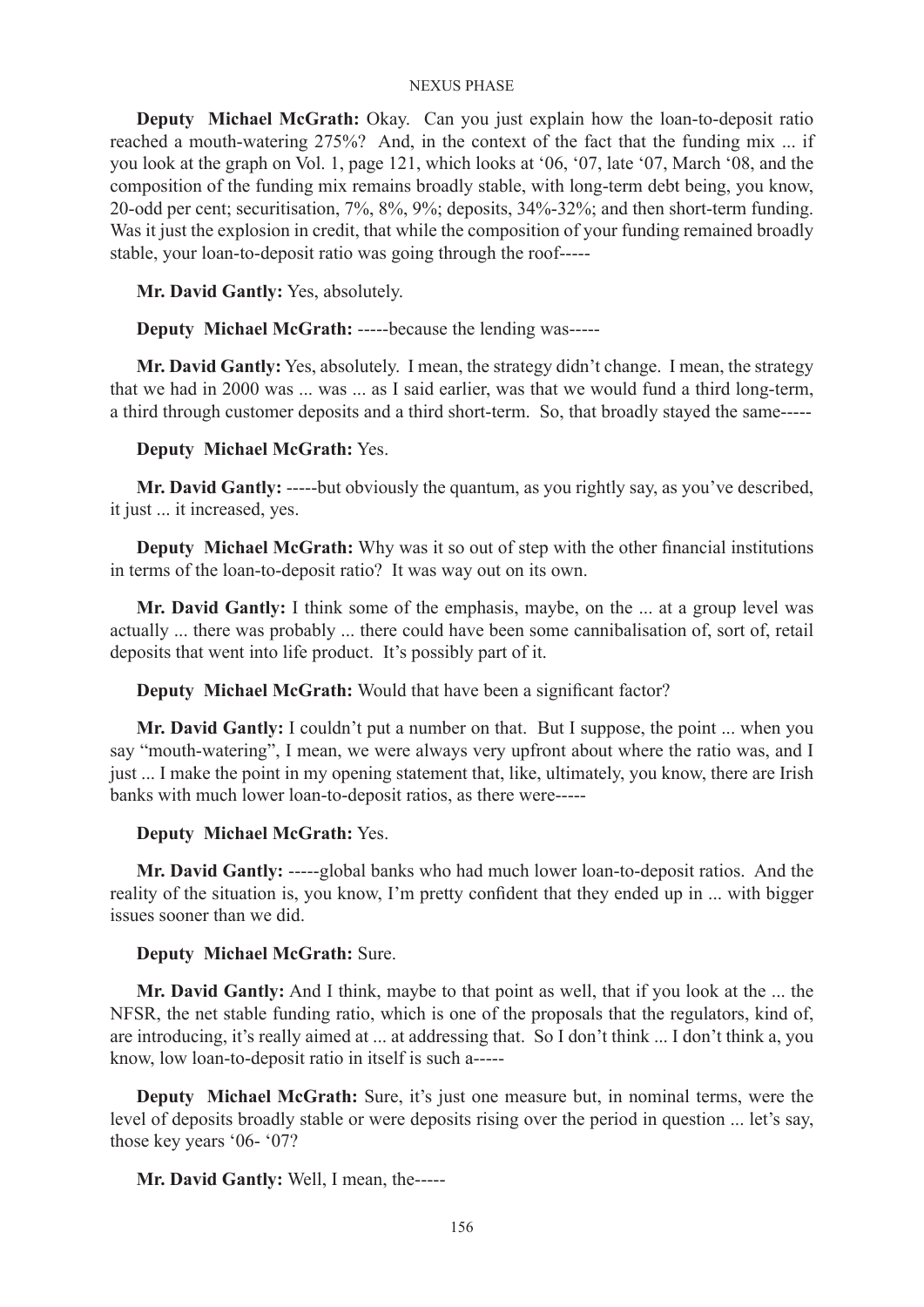**Deputy Michael McGrath:** Okay. Can you just explain how the loan-to-deposit ratio reached a mouth-watering 275%? And, in the context of the fact that the funding mix ... if you look at the graph on Vol. 1, page 121, which looks at '06, '07, late '07, March '08, and the composition of the funding mix remains broadly stable, with long-term debt being, you know, 20-odd per cent; securitisation, 7%, 8%, 9%; deposits, 34%-32%; and then short-term funding. Was it just the explosion in credit, that while the composition of your funding remained broadly stable, your loan-to-deposit ratio was going through the roof-----

**Mr. David Gantly:** Yes, absolutely.

**Deputy Michael McGrath:** -----because the lending was-----

**Mr. David Gantly:** Yes, absolutely. I mean, the strategy didn't change. I mean, the strategy that we had in 2000 was ... was ... as I said earlier, was that we would fund a third long-term, a third through customer deposits and a third short-term. So, that broadly stayed the same-----

**Deputy Michael McGrath:** Yes.

**Mr. David Gantly:** -----but obviously the quantum, as you rightly say, as you've described, it just ... it increased, yes.

**Deputy Michael McGrath:** Why was it so out of step with the other financial institutions in terms of the loan-to-deposit ratio? It was way out on its own.

**Mr. David Gantly:** I think some of the emphasis, maybe, on the ... at a group level was actually ... there was probably ... there could have been some cannibalisation of, sort of, retail deposits that went into life product. It's possibly part of it.

**Deputy Michael McGrath:** Would that have been a significant factor?

**Mr. David Gantly:** I couldn't put a number on that. But I suppose, the point ... when you say "mouth-watering", I mean, we were always very upfront about where the ratio was, and I just ... I make the point in my opening statement that, like, ultimately, you know, there are Irish banks with much lower loan-to-deposit ratios, as there were-----

**Deputy Michael McGrath:** Yes.

**Mr. David Gantly:** -----global banks who had much lower loan-to-deposit ratios. And the reality of the situation is, you know, I'm pretty confident that they ended up in ... with bigger issues sooner than we did.

**Deputy Michael McGrath:** Sure.

**Mr. David Gantly:** And I think, maybe to that point as well, that if you look at the ... the NFSR, the net stable funding ratio, which is one of the proposals that the regulators, kind of, are introducing, it's really aimed at ... at addressing that. So I don't think ... I don't think a, you know, low loan-to-deposit ratio in itself is such a-----

**Deputy Michael McGrath:** Sure, it's just one measure but, in nominal terms, were the level of deposits broadly stable or were deposits rising over the period in question ... let's say, those key years '06- '07?

**Mr. David Gantly:** Well, I mean, the-----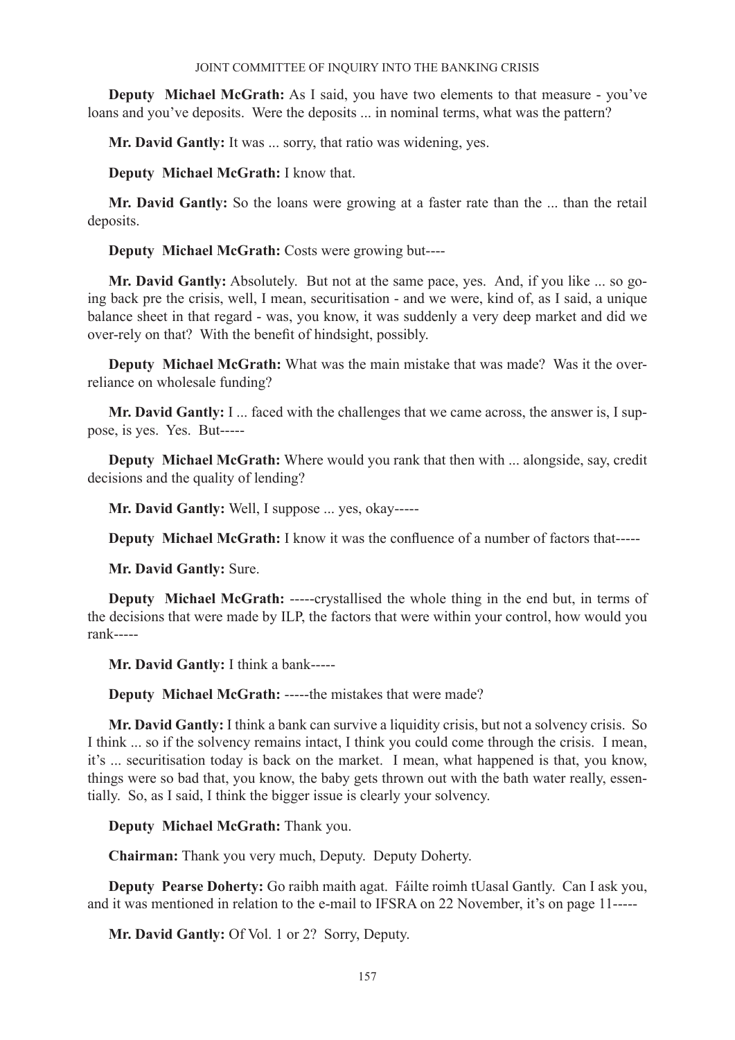**Deputy Michael McGrath:** As I said, you have two elements to that measure - you've loans and you've deposits. Were the deposits ... in nominal terms, what was the pattern?

**Mr. David Gantly:** It was ... sorry, that ratio was widening, yes.

**Deputy Michael McGrath:** I know that.

**Mr. David Gantly:** So the loans were growing at a faster rate than the ... than the retail deposits.

**Deputy Michael McGrath:** Costs were growing but----

**Mr. David Gantly:** Absolutely. But not at the same pace, yes. And, if you like ... so going back pre the crisis, well, I mean, securitisation - and we were, kind of, as I said, a unique balance sheet in that regard - was, you know, it was suddenly a very deep market and did we over-rely on that? With the benefit of hindsight, possibly.

**Deputy Michael McGrath:** What was the main mistake that was made? Was it the over-reliance on wholesale funding?

**Mr. David Gantly:** I ... faced with the challenges that we came across, the answer is, I suppose, is yes. Yes. But-----

**Deputy Michael McGrath:** Where would you rank that then with ... alongside, say, credit decisions and the quality of lending?

**Mr. David Gantly:** Well, I suppose ... yes, okay-----

**Deputy Michael McGrath:** I know it was the confluence of a number of factors that-----

**Mr. David Gantly:** Sure.

**Deputy Michael McGrath:** -----crystallised the whole thing in the end but, in terms of the decisions that were made by ILP, the factors that were within your control, how would you rank-----

**Mr. David Gantly:** I think a bank-----

**Deputy Michael McGrath:** -----the mistakes that were made?

**Mr. David Gantly:** I think a bank can survive a liquidity crisis, but not a solvency crisis. So I think ... so if the solvency remains intact, I think you could come through the crisis. I mean, it's ... securitisation today is back on the market. I mean, what happened is that, you know, things were so bad that, you know, the baby gets thrown out with the bath water really, essentially. So, as I said, I think the bigger issue is clearly your solvency.

**Deputy Michael McGrath:** Thank you.

**Chairman:** Thank you very much, Deputy. Deputy Doherty.

**Deputy Pearse Doherty:** Go raibh maith agat. Fáilte roimh tUasal Gantly. Can I ask you, and it was mentioned in relation to the e-mail to IFSRA on 22 November, it's on page 11-----

**Mr. David Gantly:** Of Vol. 1 or 2? Sorry, Deputy.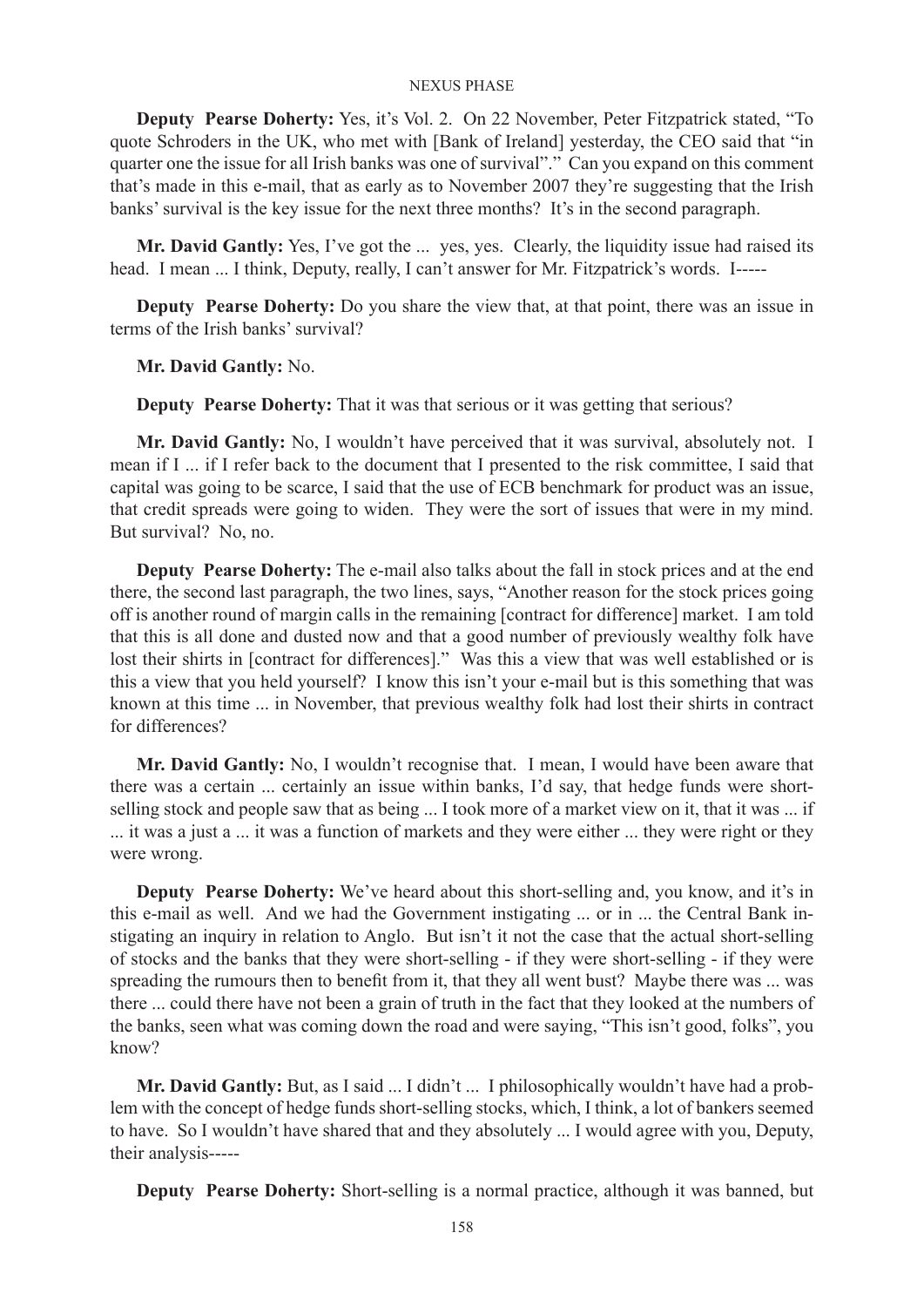**Deputy Pearse Doherty:** Yes, it's Vol. 2. On 22 November, Peter Fitzpatrick stated, "To quote Schroders in the UK, who met with [Bank of Ireland] yesterday, the CEO said that "in quarter one the issue for all Irish banks was one of survival"." Can you expand on this comment that's made in this e-mail, that as early as to November 2007 they're suggesting that the Irish banks' survival is the key issue for the next three months? It's in the second paragraph.

**Mr. David Gantly:** Yes, I've got the ... yes, yes. Clearly, the liquidity issue had raised its head. I mean ... I think, Deputy, really, I can't answer for Mr. Fitzpatrick's words. I-----

**Deputy Pearse Doherty:** Do you share the view that, at that point, there was an issue in terms of the Irish banks' survival?

**Mr. David Gantly:** No.

**Deputy Pearse Doherty:** That it was that serious or it was getting that serious?

**Mr. David Gantly:** No, I wouldn't have perceived that it was survival, absolutely not. I mean if I ... if I refer back to the document that I presented to the risk committee, I said that capital was going to be scarce, I said that the use of ECB benchmark for product was an issue, that credit spreads were going to widen. They were the sort of issues that were in my mind. But survival? No, no.

**Deputy Pearse Doherty:** The e-mail also talks about the fall in stock prices and at the end there, the second last paragraph, the two lines, says, "Another reason for the stock prices going off is another round of margin calls in the remaining [contract for difference] market. I am told that this is all done and dusted now and that a good number of previously wealthy folk have lost their shirts in [contract for differences]." Was this a view that was well established or is this a view that you held yourself? I know this isn't your e-mail but is this something that was known at this time ... in November, that previous wealthy folk had lost their shirts in contract for differences?

**Mr. David Gantly:** No, I wouldn't recognise that. I mean, I would have been aware that there was a certain ... certainly an issue within banks, I'd say, that hedge funds were short-selling stock and people saw that as being ... I took more of a market view on it, that it was ... if ... it was a just a ... it was a function of markets and they were either ... they were right or they were wrong.

**Deputy Pearse Doherty:** We've heard about this short-selling and, you know, and it's in this e-mail as well. And we had the Government instigating ... or in ... the Central Bank instigating an inquiry in relation to Anglo. But isn't it not the case that the actual short-selling of stocks and the banks that they were short-selling - if they were short-selling - if they were spreading the rumours then to benefit from it, that they all went bust? Maybe there was ... was there ... could there have not been a grain of truth in the fact that they looked at the numbers of the banks, seen what was coming down the road and were saying, "This isn't good, folks", you know?

**Mr. David Gantly:** But, as I said ... I didn't ... I philosophically wouldn't have had a problem with the concept of hedge funds short-selling stocks, which, I think, a lot of bankers seemed to have. So I wouldn't have shared that and they absolutely ... I would agree with you, Deputy, their analysis-----

**Deputy Pearse Doherty:** Short-selling is a normal practice, although it was banned, but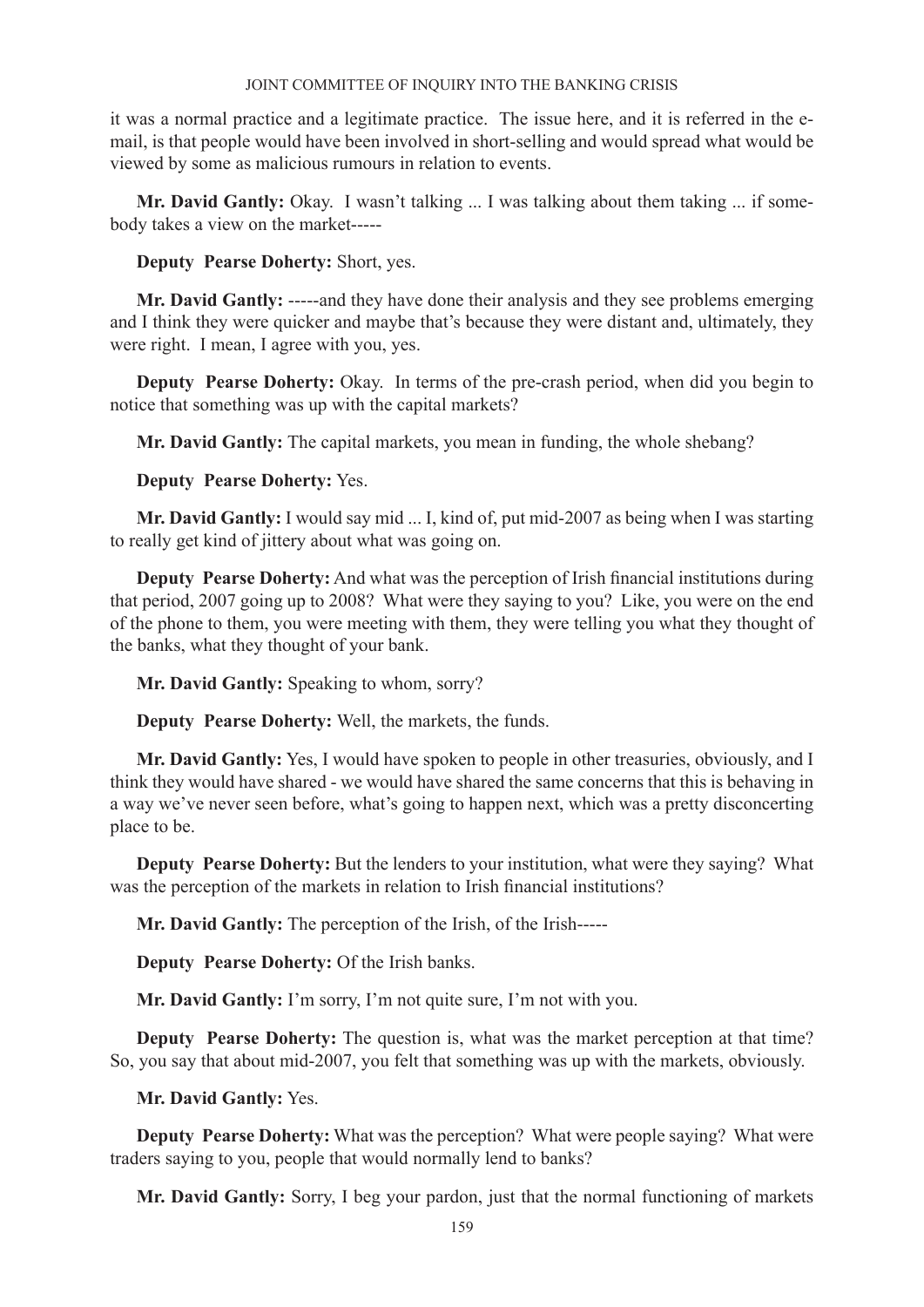it was a normal practice and a legitimate practice. The issue here, and it is referred in the e-mail, is that people would have been involved in short-selling and would spread what would be viewed by some as malicious rumours in relation to events.

**Mr. David Gantly:** Okay. I wasn't talking ... I was talking about them taking ... if somebody takes a view on the market-----

**Deputy Pearse Doherty:** Short, yes.

**Mr. David Gantly:** -----and they have done their analysis and they see problems emerging and I think they were quicker and maybe that's because they were distant and, ultimately, they were right. I mean, I agree with you, yes.

**Deputy Pearse Doherty:** Okay. In terms of the pre-crash period, when did you begin to notice that something was up with the capital markets?

**Mr. David Gantly:** The capital markets, you mean in funding, the whole shebang?

**Deputy Pearse Doherty:** Yes.

**Mr. David Gantly:** I would say mid ... I, kind of, put mid-2007 as being when I was starting to really get kind of jittery about what was going on.

**Deputy Pearse Doherty:** And what was the perception of Irish financial institutions during that period, 2007 going up to 2008? What were they saying to you? Like, you were on the end of the phone to them, you were meeting with them, they were telling you what they thought of the banks, what they thought of your bank.

**Mr. David Gantly:** Speaking to whom, sorry?

**Deputy Pearse Doherty:** Well, the markets, the funds.

**Mr. David Gantly:** Yes, I would have spoken to people in other treasuries, obviously, and I think they would have shared - we would have shared the same concerns that this is behaving in a way we've never seen before, what's going to happen next, which was a pretty disconcerting place to be.

**Deputy Pearse Doherty:** But the lenders to your institution, what were they saying? What was the perception of the markets in relation to Irish financial institutions?

**Mr. David Gantly:** The perception of the Irish, of the Irish-----

**Deputy Pearse Doherty:** Of the Irish banks.

**Mr. David Gantly:** I'm sorry, I'm not quite sure, I'm not with you.

**Deputy Pearse Doherty:** The question is, what was the market perception at that time? So, you say that about mid-2007, you felt that something was up with the markets, obviously.

**Mr. David Gantly:** Yes.

**Deputy Pearse Doherty:** What was the perception? What were people saying? What were traders saying to you, people that would normally lend to banks?

**Mr. David Gantly:** Sorry, I beg your pardon, just that the normal functioning of markets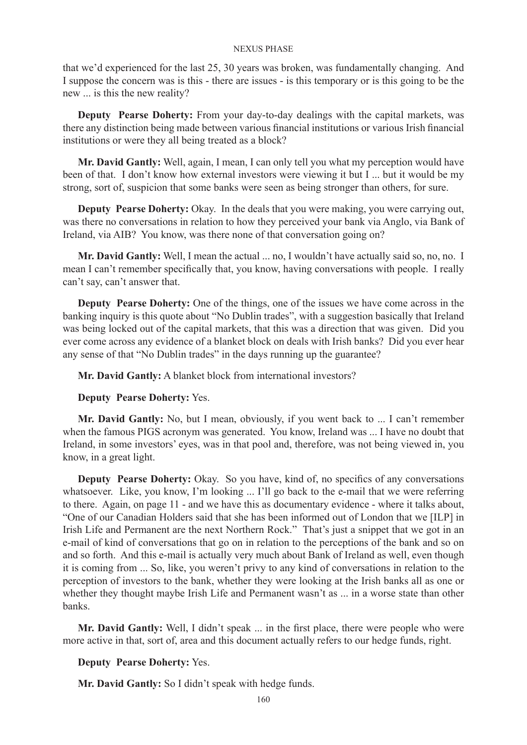that we'd experienced for the last 25, 30 years was broken, was fundamentally changing. And I suppose the concern was is this - there are issues - is this temporary or is this going to be the new ... is this the new reality?

**Deputy Pearse Doherty:** From your day-to-day dealings with the capital markets, was there any distinction being made between various financial institutions or various Irish financial institutions or were they all being treated as a block?

**Mr. David Gantly:** Well, again, I mean, I can only tell you what my perception would have been of that. I don't know how external investors were viewing it but I ... but it would be my strong, sort of, suspicion that some banks were seen as being stronger than others, for sure.

**Deputy Pearse Doherty:** Okay. In the deals that you were making, you were carrying out, was there no conversations in relation to how they perceived your bank via Anglo, via Bank of Ireland, via AIB? You know, was there none of that conversation going on?

**Mr. David Gantly:** Well, I mean the actual ... no, I wouldn't have actually said so, no, no. I mean I can't remember specifically that, you know, having conversations with people. I really can't say, can't answer that.

**Deputy Pearse Doherty:** One of the things, one of the issues we have come across in the banking inquiry is this quote about "No Dublin trades", with a suggestion basically that Ireland was being locked out of the capital markets, that this was a direction that was given. Did you ever come across any evidence of a blanket block on deals with Irish banks? Did you ever hear any sense of that "No Dublin trades" in the days running up the guarantee?

**Mr. David Gantly:** A blanket block from international investors?

**Deputy Pearse Doherty:** Yes.

**Mr. David Gantly:** No, but I mean, obviously, if you went back to ... I can't remember when the famous PIGS acronym was generated. You know, Ireland was ... I have no doubt that Ireland, in some investors' eyes, was in that pool and, therefore, was not being viewed in, you know, in a great light.

**Deputy Pearse Doherty:** Okay. So you have, kind of, no specifics of any conversations whatsoever. Like, you know, I'm looking ... I'll go back to the e-mail that we were referring to there. Again, on page 11 - and we have this as documentary evidence - where it talks about, "One of our Canadian Holders said that she has been informed out of London that we [ILP] in Irish Life and Permanent are the next Northern Rock." That's just a snippet that we got in an e-mail of kind of conversations that go on in relation to the perceptions of the bank and so on and so forth. And this e-mail is actually very much about Bank of Ireland as well, even though it is coming from ... So, like, you weren't privy to any kind of conversations in relation to the perception of investors to the bank, whether they were looking at the Irish banks all as one or whether they thought maybe Irish Life and Permanent wasn't as ... in a worse state than other banks.

**Mr. David Gantly:** Well, I didn't speak ... in the first place, there were people who were more active in that, sort of, area and this document actually refers to our hedge funds, right.

**Deputy Pearse Doherty:** Yes.

**Mr. David Gantly:** So I didn't speak with hedge funds.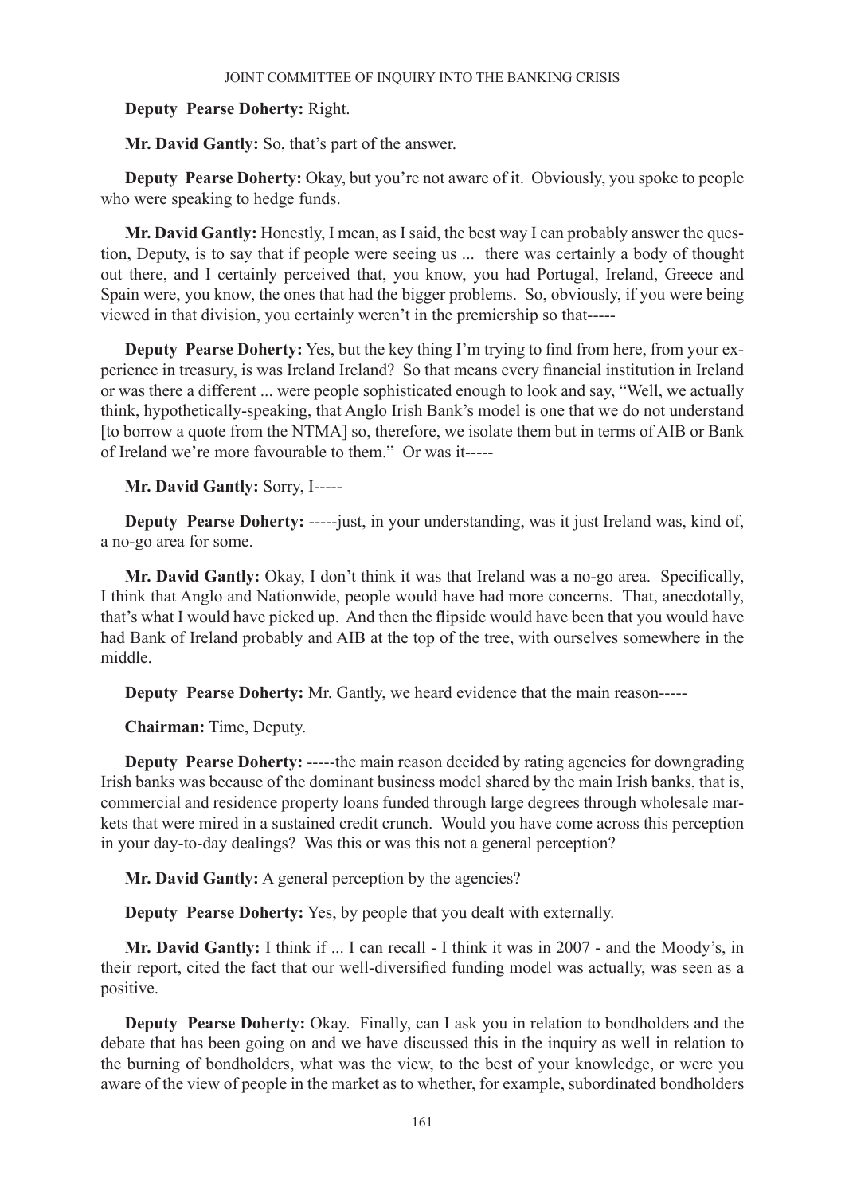**Deputy Pearse Doherty:** Right.

**Mr. David Gantly:** So, that's part of the answer.

**Deputy Pearse Doherty:** Okay, but you're not aware of it. Obviously, you spoke to people who were speaking to hedge funds.

**Mr. David Gantly:** Honestly, I mean, as I said, the best way I can probably answer the question, Deputy, is to say that if people were seeing us ... there was certainly a body of thought out there, and I certainly perceived that, you know, you had Portugal, Ireland, Greece and Spain were, you know, the ones that had the bigger problems. So, obviously, if you were being viewed in that division, you certainly weren't in the premiership so that-----

**Deputy Pearse Doherty:** Yes, but the key thing I'm trying to find from here, from your experience in treasury, is was Ireland Ireland? So that means every financial institution in Ireland or was there a different ... were people sophisticated enough to look and say, "Well, we actually think, hypothetically-speaking, that Anglo Irish Bank's model is one that we do not understand [to borrow a quote from the NTMA] so, therefore, we isolate them but in terms of AIB or Bank of Ireland we're more favourable to them." Or was it-----

**Mr. David Gantly:** Sorry, I-----

**Deputy Pearse Doherty:** -----just, in your understanding, was it just Ireland was, kind of, a no-go area for some.

**Mr. David Gantly:** Okay, I don't think it was that Ireland was a no-go area. Specifically, I think that Anglo and Nationwide, people would have had more concerns. That, anecdotally, that's what I would have picked up. And then the flipside would have been that you would have had Bank of Ireland probably and AIB at the top of the tree, with ourselves somewhere in the middle.

**Deputy Pearse Doherty:** Mr. Gantly, we heard evidence that the main reason-----

**Chairman:** Time, Deputy.

**Deputy Pearse Doherty:** -----the main reason decided by rating agencies for downgrading Irish banks was because of the dominant business model shared by the main Irish banks, that is, commercial and residence property loans funded through large degrees through wholesale markets that were mired in a sustained credit crunch. Would you have come across this perception in your day-to-day dealings? Was this or was this not a general perception?

**Mr. David Gantly:** A general perception by the agencies?

**Deputy Pearse Doherty:** Yes, by people that you dealt with externally.

**Mr. David Gantly:** I think if ... I can recall - I think it was in 2007 - and the Moody's, in their report, cited the fact that our well-diversified funding model was actually, was seen as a positive.

**Deputy Pearse Doherty:** Okay. Finally, can I ask you in relation to bondholders and the debate that has been going on and we have discussed this in the inquiry as well in relation to the burning of bondholders, what was the view, to the best of your knowledge, or were you aware of the view of people in the market as to whether, for example, subordinated bondholders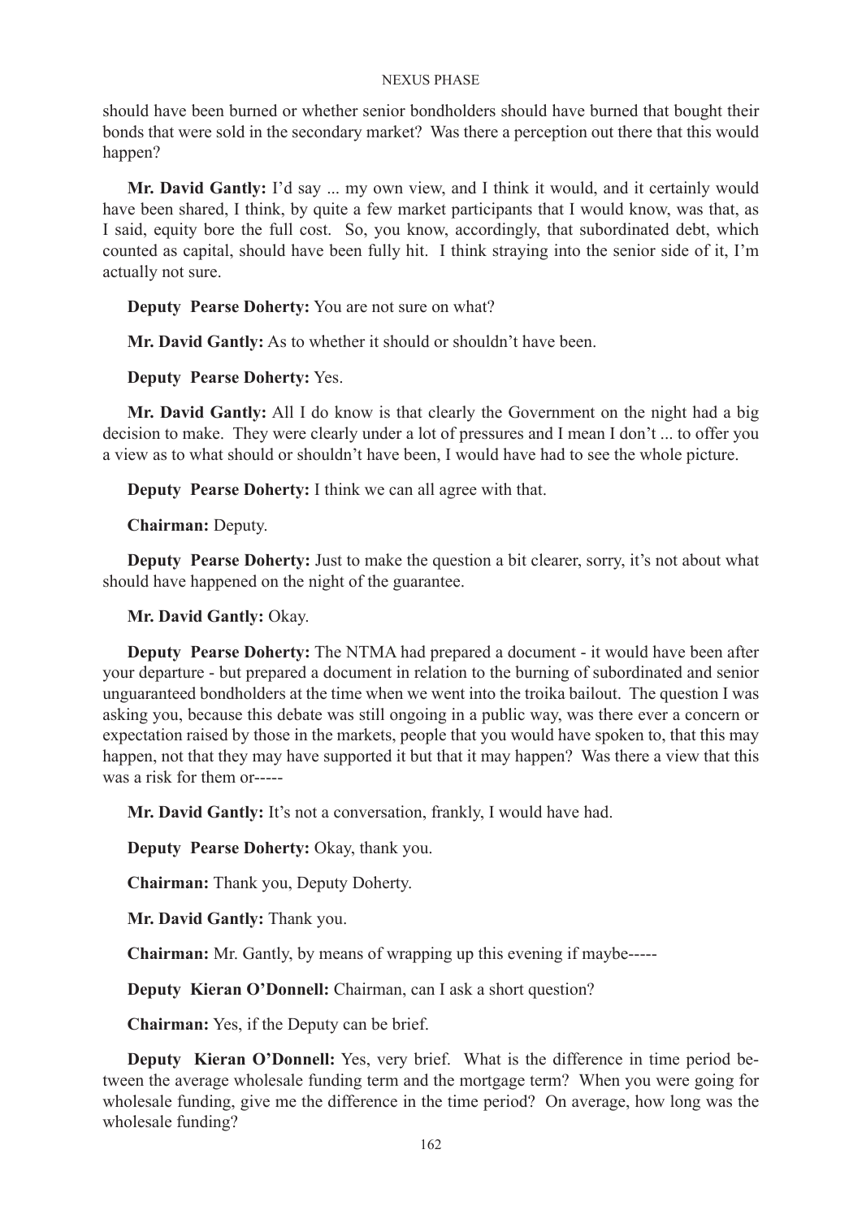should have been burned or whether senior bondholders should have burned that bought their bonds that were sold in the secondary market? Was there a perception out there that this would happen?

**Mr. David Gantly:** I'd say ... my own view, and I think it would, and it certainly would have been shared, I think, by quite a few market participants that I would know, was that, as I said, equity bore the full cost. So, you know, accordingly, that subordinated debt, which counted as capital, should have been fully hit. I think straying into the senior side of it, I'm actually not sure.

**Deputy Pearse Doherty:** You are not sure on what?

**Mr. David Gantly:** As to whether it should or shouldn't have been.

**Deputy Pearse Doherty:** Yes.

**Mr. David Gantly:** All I do know is that clearly the Government on the night had a big decision to make. They were clearly under a lot of pressures and I mean I don't ... to offer you a view as to what should or shouldn't have been, I would have had to see the whole picture.

**Deputy Pearse Doherty:** I think we can all agree with that.

**Chairman:** Deputy.

**Deputy Pearse Doherty:** Just to make the question a bit clearer, sorry, it's not about what should have happened on the night of the guarantee.

**Mr. David Gantly:** Okay.

**Deputy Pearse Doherty:** The NTMA had prepared a document - it would have been after your departure - but prepared a document in relation to the burning of subordinated and senior unguaranteed bondholders at the time when we went into the troika bailout. The question I was asking you, because this debate was still ongoing in a public way, was there ever a concern or expectation raised by those in the markets, people that you would have spoken to, that this may happen, not that they may have supported it but that it may happen? Was there a view that this was a risk for them or-----

**Mr. David Gantly:** It's not a conversation, frankly, I would have had.

**Deputy Pearse Doherty:** Okay, thank you.

**Chairman:** Thank you, Deputy Doherty.

**Mr. David Gantly:** Thank you.

**Chairman:** Mr. Gantly, by means of wrapping up this evening if maybe-----

**Deputy Kieran O'Donnell:** Chairman, can I ask a short question?

**Chairman:** Yes, if the Deputy can be brief.

**Deputy Kieran O'Donnell:** Yes, very brief. What is the difference in time period between the average wholesale funding term and the mortgage term? When you were going for wholesale funding, give me the difference in the time period? On average, how long was the wholesale funding?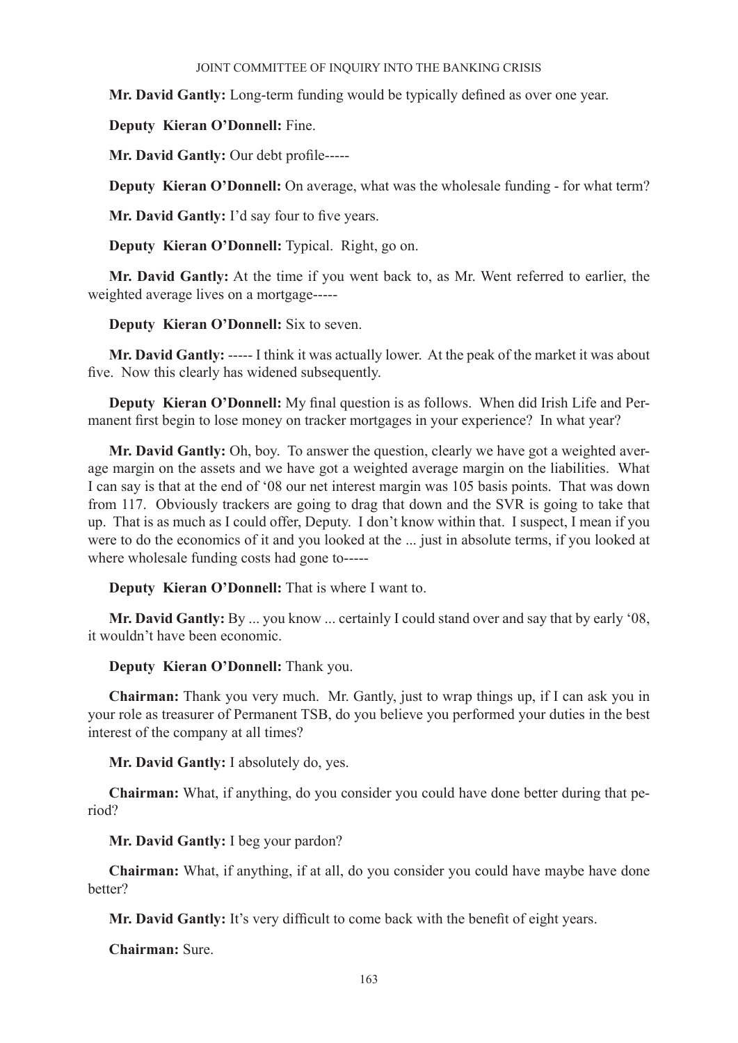**Mr. David Gantly:** Long-term funding would be typically defined as over one year.

**Deputy Kieran O'Donnell:** Fine.

**Mr. David Gantly:** Our debt profile-----

**Deputy Kieran O'Donnell:** On average, what was the wholesale funding - for what term?

**Mr. David Gantly:** I'd say four to five years.

**Deputy Kieran O'Donnell:** Typical. Right, go on.

**Mr. David Gantly:** At the time if you went back to, as Mr. Went referred to earlier, the weighted average lives on a mortgage-----

**Deputy Kieran O'Donnell:** Six to seven.

**Mr. David Gantly:** ----- I think it was actually lower. At the peak of the market it was about five. Now this clearly has widened subsequently.

**Deputy Kieran O'Donnell:** My final question is as follows. When did Irish Life and Permanent first begin to lose money on tracker mortgages in your experience? In what year?

**Mr. David Gantly:** Oh, boy. To answer the question, clearly we have got a weighted average margin on the assets and we have got a weighted average margin on the liabilities. What I can say is that at the end of '08 our net interest margin was 105 basis points. That was down from 117. Obviously trackers are going to drag that down and the SVR is going to take that up. That is as much as I could offer, Deputy. I don't know within that. I suspect, I mean if you were to do the economics of it and you looked at the ... just in absolute terms, if you looked at where wholesale funding costs had gone to-----

**Deputy Kieran O'Donnell:** That is where I want to.

**Mr. David Gantly:** By ... you know ... certainly I could stand over and say that by early '08, it wouldn't have been economic.

**Deputy Kieran O'Donnell:** Thank you.

**Chairman:** Thank you very much. Mr. Gantly, just to wrap things up, if I can ask you in your role as treasurer of Permanent TSB, do you believe you performed your duties in the best interest of the company at all times?

**Mr. David Gantly:** I absolutely do, yes.

**Chairman:** What, if anything, do you consider you could have done better during that period?

**Mr. David Gantly:** I beg your pardon?

**Chairman:** What, if anything, if at all, do you consider you could have maybe have done better?

**Mr. David Gantly:** It's very difficult to come back with the benefit of eight years.

**Chairman:** Sure.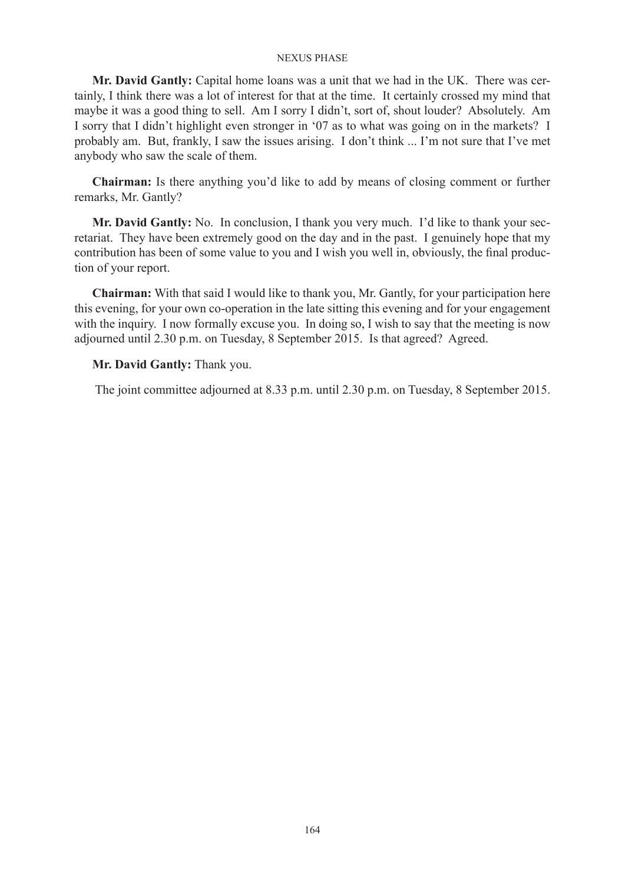**Mr. David Gantly:** Capital home loans was a unit that we had in the UK. There was certainly, I think there was a lot of interest for that at the time. It certainly crossed my mind that maybe it was a good thing to sell. Am I sorry I didn't, sort of, shout louder? Absolutely. Am I sorry that I didn't highlight even stronger in '07 as to what was going on in the markets? I probably am. But, frankly, I saw the issues arising. I don't think ... I'm not sure that I've met anybody who saw the scale of them.

**Chairman:** Is there anything you'd like to add by means of closing comment or further remarks, Mr. Gantly?

**Mr. David Gantly:** No. In conclusion, I thank you very much. I'd like to thank your secretariat. They have been extremely good on the day and in the past. I genuinely hope that my contribution has been of some value to you and I wish you well in, obviously, the final production of your report.

**Chairman:** With that said I would like to thank you, Mr. Gantly, for your participation here this evening, for your own co-operation in the late sitting this evening and for your engagement with the inquiry. I now formally excuse you. In doing so, I wish to say that the meeting is now adjourned until 2.30 p.m. on Tuesday, 8 September 2015. Is that agreed? Agreed.

**Mr. David Gantly:** Thank you.

The joint committee adjourned at 8.33 p.m. until 2.30 p.m. on Tuesday, 8 September 2015.